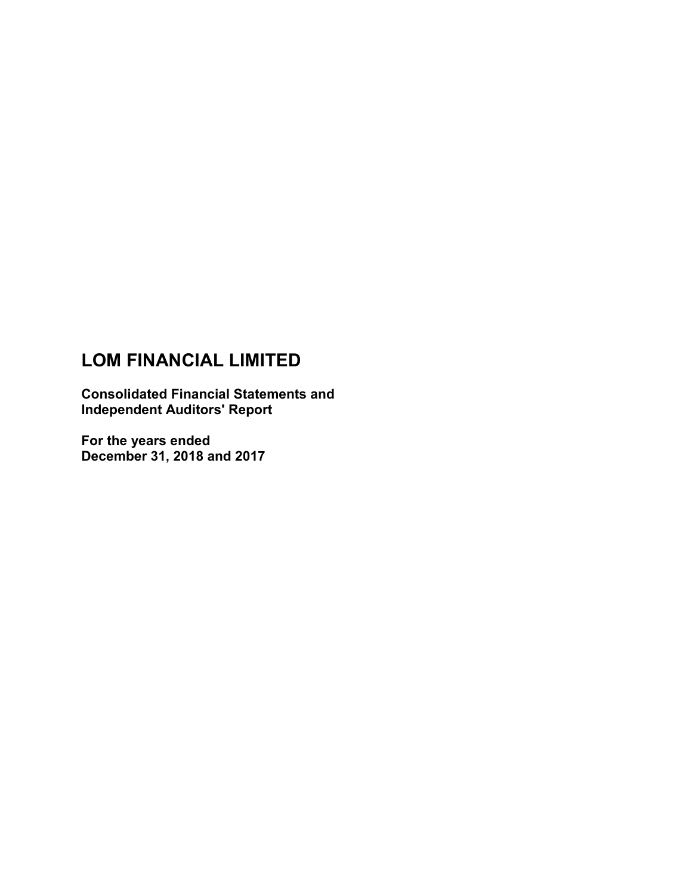# LOM FINANCIAL LIMITED

**Consolidated Financial Statements and Independent Auditors' Report**

**For the years ended December 31, 2018 and 2017**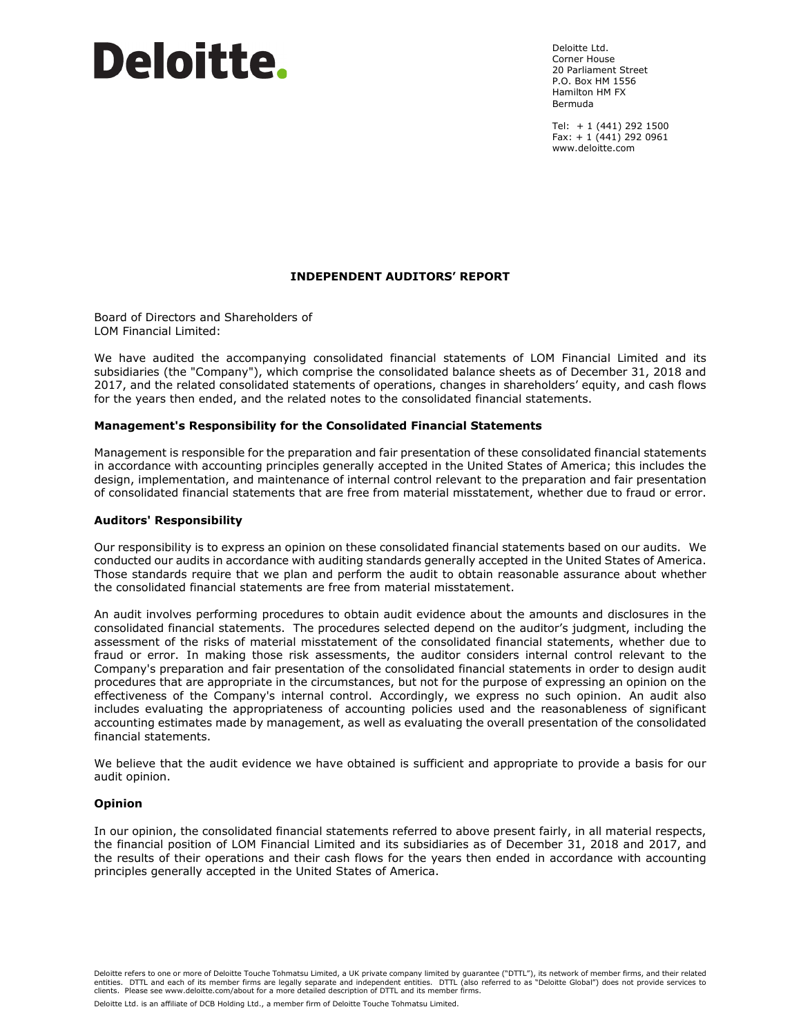# Deloitte.

Deloitte Ltd.
Corner House
20 Parliament Street
P.O. Box HM 1556
Hamilton HM FX
Bermuda

Tel: + 1 (441) 292 1500
Fax: + 1 (441) 292 0961
www.deloitte.com

## INDEPENDENT AUDITORS' REPORT

Board of Directors and Shareholders of
LOM Financial Limited:

We have audited the accompanying consolidated financial statements of LOM Financial Limited and its subsidiaries (the "Company"), which comprise the consolidated balance sheets as of December 31, 2018 and 2017, and the related consolidated statements of operations, changes in shareholders' equity, and cash flows for the years then ended, and the related notes to the consolidated financial statements.

### Management's Responsibility for the Consolidated Financial Statements

Management is responsible for the preparation and fair presentation of these consolidated financial statements in accordance with accounting principles generally accepted in the United States of America; this includes the design, implementation, and maintenance of internal control relevant to the preparation and fair presentation of consolidated financial statements that are free from material misstatement, whether due to fraud or error.

### Auditors' Responsibility

Our responsibility is to express an opinion on these consolidated financial statements based on our audits. We conducted our audits in accordance with auditing standards generally accepted in the United States of America. Those standards require that we plan and perform the audit to obtain reasonable assurance about whether the consolidated financial statements are free from material misstatement.

An audit involves performing procedures to obtain audit evidence about the amounts and disclosures in the consolidated financial statements. The procedures selected depend on the auditor's judgment, including the assessment of the risks of material misstatement of the consolidated financial statements, whether due to fraud or error. In making those risk assessments, the auditor considers internal control relevant to the Company's preparation and fair presentation of the consolidated financial statements in order to design audit procedures that are appropriate in the circumstances, but not for the purpose of expressing an opinion on the effectiveness of the Company's internal control. Accordingly, we express no such opinion. An audit also includes evaluating the appropriateness of accounting policies used and the reasonableness of significant accounting estimates made by management, as well as evaluating the overall presentation of the consolidated financial statements.

We believe that the audit evidence we have obtained is sufficient and appropriate to provide a basis for our audit opinion.

### Opinion

In our opinion, the consolidated financial statements referred to above present fairly, in all material respects, the financial position of LOM Financial Limited and its subsidiaries as of December 31, 2018 and 2017, and the results of their operations and their cash flows for the years then ended in accordance with accounting principles generally accepted in the United States of America.

Deloitte refers to one or more of Deloitte Touche Tohmatsu Limited, a UK private company limited by guarantee ("DTTL"), its network of member firms, and their related entities. DTTL and each of its member firms are legally separate and independent entities. DTTL (also referred to as "Deloitte Global") does not provide services to clients. Please see www.deloitte.com/about for a more detailed description of DTTL and its member firms.

Deloitte Ltd. is an affiliate of DCB Holding Ltd., a member firm of Deloitte Touche Tohmatsu Limited.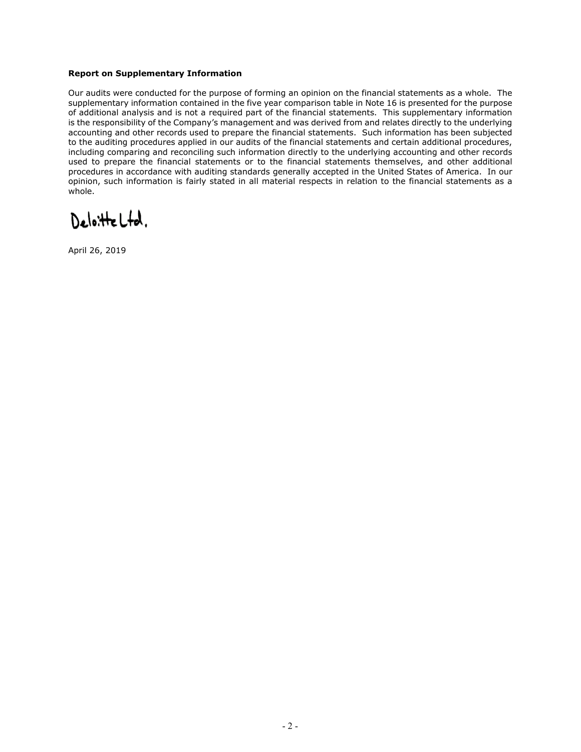**Report on Supplementary Information**

Our audits were conducted for the purpose of forming an opinion on the financial statements as a whole. The supplementary information contained in the five year comparison table in Note 16 is presented for the purpose of additional analysis and is not a required part of the financial statements. This supplementary information is the responsibility of the Company's management and was derived from and relates directly to the underlying accounting and other records used to prepare the financial statements. Such information has been subjected to the auditing procedures applied in our audits of the financial statements and certain additional procedures, including comparing and reconciling such information directly to the underlying accounting and other records used to prepare the financial statements or to the financial statements themselves, and other additional procedures in accordance with auditing standards generally accepted in the United States of America. In our opinion, such information is fairly stated in all material respects in relation to the financial statements as a whole.

Deloitte Ltd.

April 26, 2019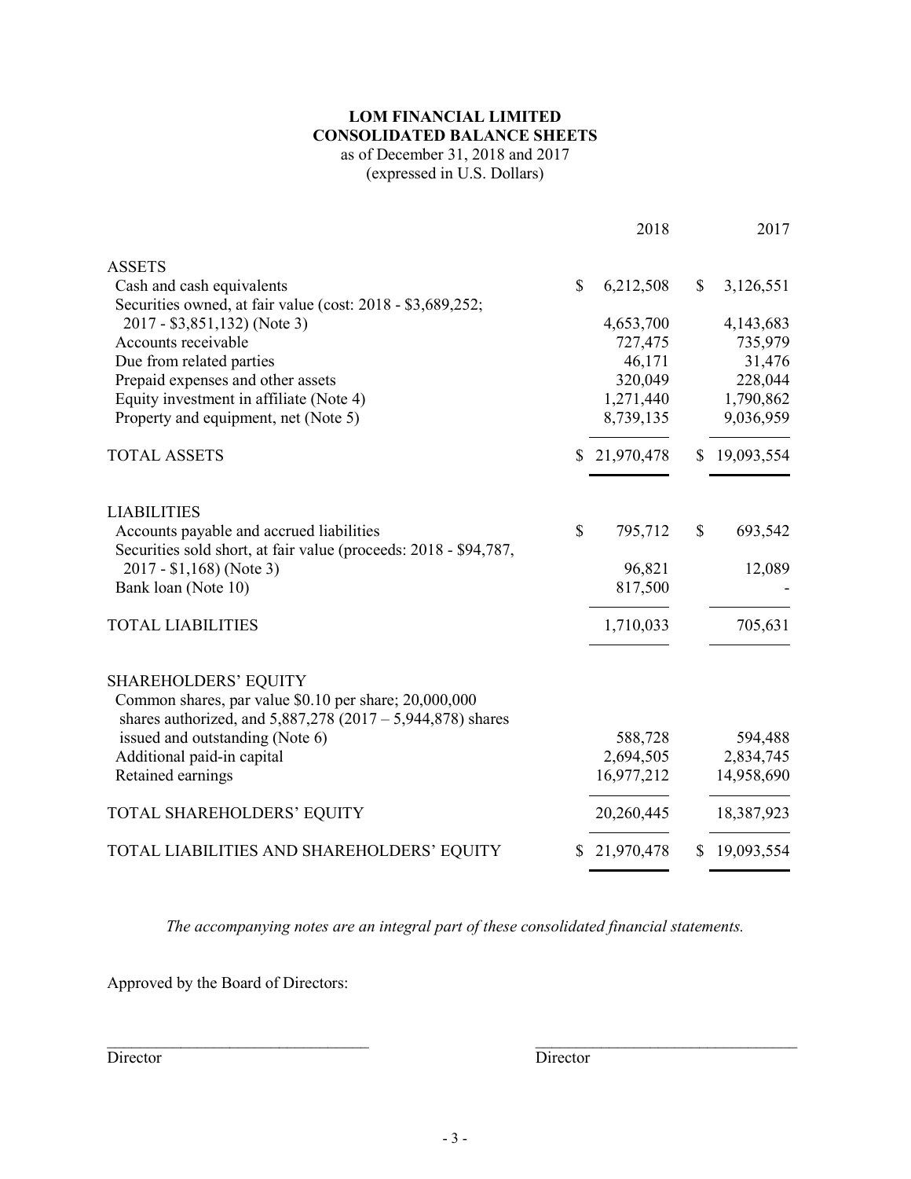# LOM FINANCIAL LIMITED
## CONSOLIDATED BALANCE SHEETS
as of December 31, 2018 and 2017
(expressed in U.S. Dollars)

| | 2018 | 2017 |
|---|---|---|
| ASSETS | | |
| Cash and cash equivalents | $ 6,212,508 | $ 3,126,551 |
| Securities owned, at fair value (cost: 2018 - $3,689,252; 2017 - $3,851,132) (Note 3) | 4,653,700 | 4,143,683 |
| Accounts receivable | 727,475 | 735,979 |
| Due from related parties | 46,171 | 31,476 |
| Prepaid expenses and other assets | 320,049 | 228,044 |
| Equity investment in affiliate (Note 4) | 1,271,440 | 1,790,862 |
| Property and equipment, net (Note 5) | 8,739,135 | 9,036,959 |
| TOTAL ASSETS | $ 21,970,478 | $ 19,093,554 |
| LIABILITIES | | |
| Accounts payable and accrued liabilities | $ 795,712 | $ 693,542 |
| Securities sold short, at fair value (proceeds: 2018 - $94,787, 2017 - $1,168) (Note 3) | 96,821 | 12,089 |
| Bank loan (Note 10) | 817,500 | - |
| TOTAL LIABILITIES | 1,710,033 | 705,631 |
| SHAREHOLDERS' EQUITY | | |
| Common shares, par value $0.10 per share; 20,000,000 shares authorized, and 5,887,278 (2017 – 5,944,878) shares issued and outstanding (Note 6) | 588,728 | 594,488 |
| Additional paid-in capital | 2,694,505 | 2,834,745 |
| Retained earnings | 16,977,212 | 14,958,690 |
| TOTAL SHAREHOLDERS' EQUITY | 20,260,445 | 18,387,923 |
| TOTAL LIABILITIES AND SHAREHOLDERS' EQUITY | $ 21,970,478 | $ 19,093,554 |

*The accompanying notes are an integral part of these consolidated financial statements.*

Approved by the Board of Directors:

\_\_\_\_\_\_\_\_\_\_\_\_\_\_\_\_\_\_\_\_\_\_\_\_\_\_\_\_\_\_\_\_\_\_ Director

\_\_\_\_\_\_\_\_\_\_\_\_\_\_\_\_\_\_\_\_\_\_\_\_\_\_\_\_\_\_\_\_\_\_ Director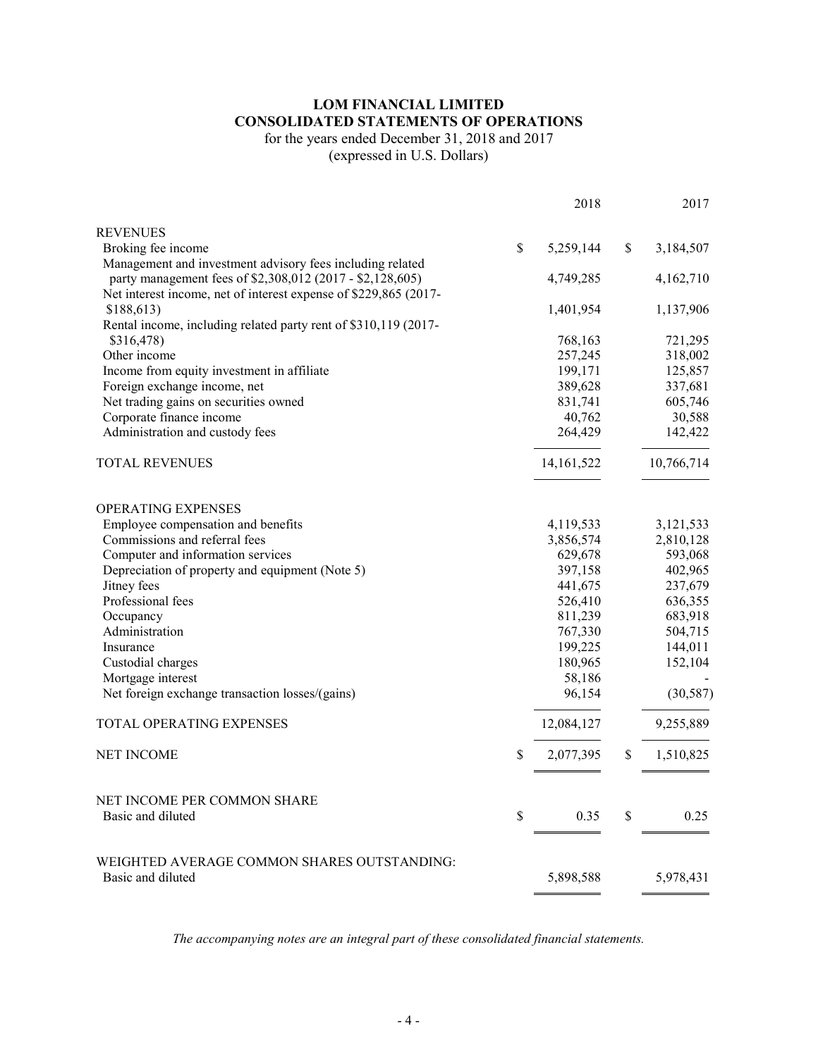# LOM FINANCIAL LIMITED
## CONSOLIDATED STATEMENTS OF OPERATIONS

for the years ended December 31, 2018 and 2017
(expressed in U.S. Dollars)

| | 2018 | 2017 |
|---|---|---|
| **REVENUES** | | |
| Broking fee income | $ 5,259,144 | $ 3,184,507 |
| Management and investment advisory fees including related party management fees of $2,308,012 (2017 - $2,128,605) | 4,749,285 | 4,162,710 |
| Net interest income, net of interest expense of $229,865 (2017- $188,613) | 1,401,954 | 1,137,906 |
| Rental income, including related party rent of $310,119 (2017- $316,478) | 768,163 | 721,295 |
| Other income | 257,245 | 318,002 |
| Income from equity investment in affiliate | 199,171 | 125,857 |
| Foreign exchange income, net | 389,628 | 337,681 |
| Net trading gains on securities owned | 831,741 | 605,746 |
| Corporate finance income | 40,762 | 30,588 |
| Administration and custody fees | 264,429 | 142,422 |
| **TOTAL REVENUES** | 14,161,522 | 10,766,714 |
| **OPERATING EXPENSES** | | |
| Employee compensation and benefits | 4,119,533 | 3,121,533 |
| Commissions and referral fees | 3,856,574 | 2,810,128 |
| Computer and information services | 629,678 | 593,068 |
| Depreciation of property and equipment (Note 5) | 397,158 | 402,965 |
| Jitney fees | 441,675 | 237,679 |
| Professional fees | 526,410 | 636,355 |
| Occupancy | 811,239 | 683,918 |
| Administration | 767,330 | 504,715 |
| Insurance | 199,225 | 144,011 |
| Custodial charges | 180,965 | 152,104 |
| Mortgage interest | 58,186 | - |
| Net foreign exchange transaction losses/(gains) | 96,154 | (30,587) |
| **TOTAL OPERATING EXPENSES** | 12,084,127 | 9,255,889 |
| **NET INCOME** | $ 2,077,395 | $ 1,510,825 |
| **NET INCOME PER COMMON SHARE** | | |
| Basic and diluted | $ 0.35 | $ 0.25 |
| **WEIGHTED AVERAGE COMMON SHARES OUTSTANDING:** | | |
| Basic and diluted | 5,898,588 | 5,978,431 |

*The accompanying notes are an integral part of these consolidated financial statements.*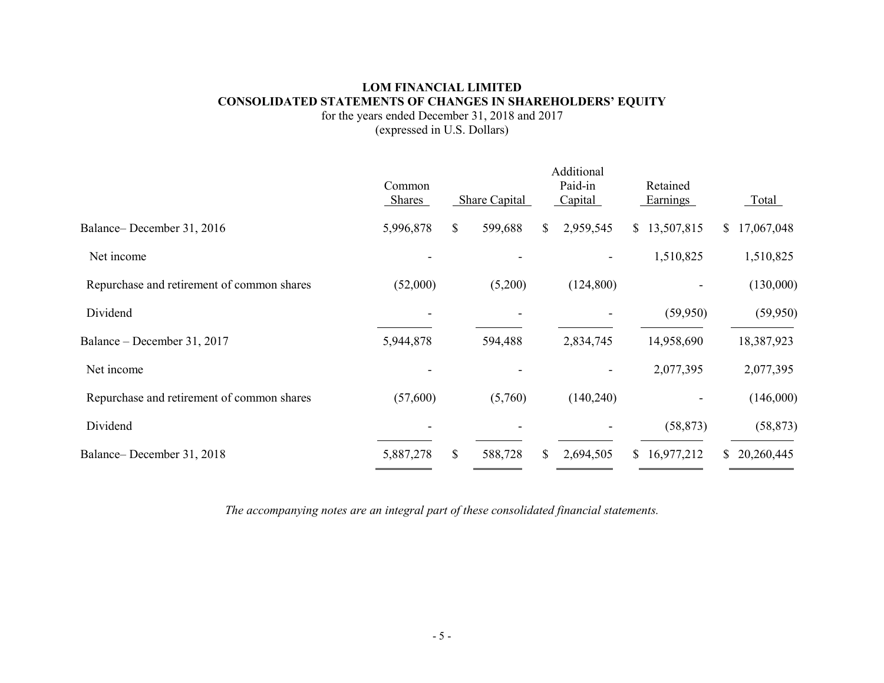**LOM FINANCIAL LIMITED**
**CONSOLIDATED STATEMENTS OF CHANGES IN SHAREHOLDERS' EQUITY**
for the years ended December 31, 2018 and 2017
(expressed in U.S. Dollars)

| | Common Shares | Share Capital | Additional Paid-in Capital | Retained Earnings | Total |
|---|---|---|---|---|---|
| Balance– December 31, 2016 | 5,996,878 | $ 599,688 | $ 2,959,545 | $ 13,507,815 | $ 17,067,048 |
| Net income | - | - | - | 1,510,825 | 1,510,825 |
| Repurchase and retirement of common shares | (52,000) | (5,200) | (124,800) | - | (130,000) |
| Dividend | - | - | - | (59,950) | (59,950) |
| Balance – December 31, 2017 | 5,944,878 | 594,488 | 2,834,745 | 14,958,690 | 18,387,923 |
| Net income | - | - | - | 2,077,395 | 2,077,395 |
| Repurchase and retirement of common shares | (57,600) | (5,760) | (140,240) | - | (146,000) |
| Dividend | - | - | - | (58,873) | (58,873) |
| Balance– December 31, 2018 | 5,887,278 | $ 588,728 | $ 2,694,505 | $ 16,977,212 | $ 20,260,445 |

*The accompanying notes are an integral part of these consolidated financial statements.*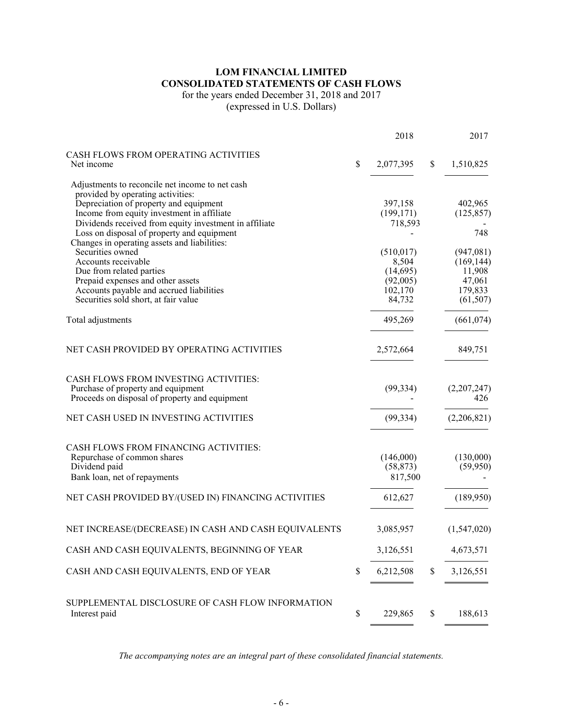# LOM FINANCIAL LIMITED
## CONSOLIDATED STATEMENTS OF CASH FLOWS
for the years ended December 31, 2018 and 2017
(expressed in U.S. Dollars)

| | 2018 | 2017 |
|---|---|---|
| CASH FLOWS FROM OPERATING ACTIVITIES | | |
| Net income | $ 2,077,395 | $ 1,510,825 |
| Adjustments to reconcile net income to net cash provided by operating activities: | | |
| Depreciation of property and equipment | 397,158 | 402,965 |
| Income from equity investment in affiliate | (199,171) | (125,857) |
| Dividends received from equity investment in affiliate | 718,593 | - |
| Loss on disposal of property and equipment | - | 748 |
| Changes in operating assets and liabilities: | | |
| Securities owned | (510,017) | (947,081) |
| Accounts receivable | 8,504 | (169,144) |
| Due from related parties | (14,695) | 11,908 |
| Prepaid expenses and other assets | (92,005) | 47,061 |
| Accounts payable and accrued liabilities | 102,170 | 179,833 |
| Securities sold short, at fair value | 84,732 | (61,507) |
| Total adjustments | 495,269 | (661,074) |
| NET CASH PROVIDED BY OPERATING ACTIVITIES | 2,572,664 | 849,751 |
| CASH FLOWS FROM INVESTING ACTIVITIES: | | |
| Purchase of property and equipment | (99,334) | (2,207,247) |
| Proceeds on disposal of property and equipment | - | 426 |
| NET CASH USED IN INVESTING ACTIVITIES | (99,334) | (2,206,821) |
| CASH FLOWS FROM FINANCING ACTIVITIES: | | |
| Repurchase of common shares | (146,000) | (130,000) |
| Dividend paid | (58,873) | (59,950) |
| Bank loan, net of repayments | 817,500 | - |
| NET CASH PROVIDED BY/(USED IN) FINANCING ACTIVITIES | 612,627 | (189,950) |
| NET INCREASE/(DECREASE) IN CASH AND CASH EQUIVALENTS | 3,085,957 | (1,547,020) |
| CASH AND CASH EQUIVALENTS, BEGINNING OF YEAR | 3,126,551 | 4,673,571 |
| CASH AND CASH EQUIVALENTS, END OF YEAR | $ 6,212,508 | $ 3,126,551 |
| SUPPLEMENTAL DISCLOSURE OF CASH FLOW INFORMATION | | |
| Interest paid | $ 229,865 | $ 188,613 |

*The accompanying notes are an integral part of these consolidated financial statements.*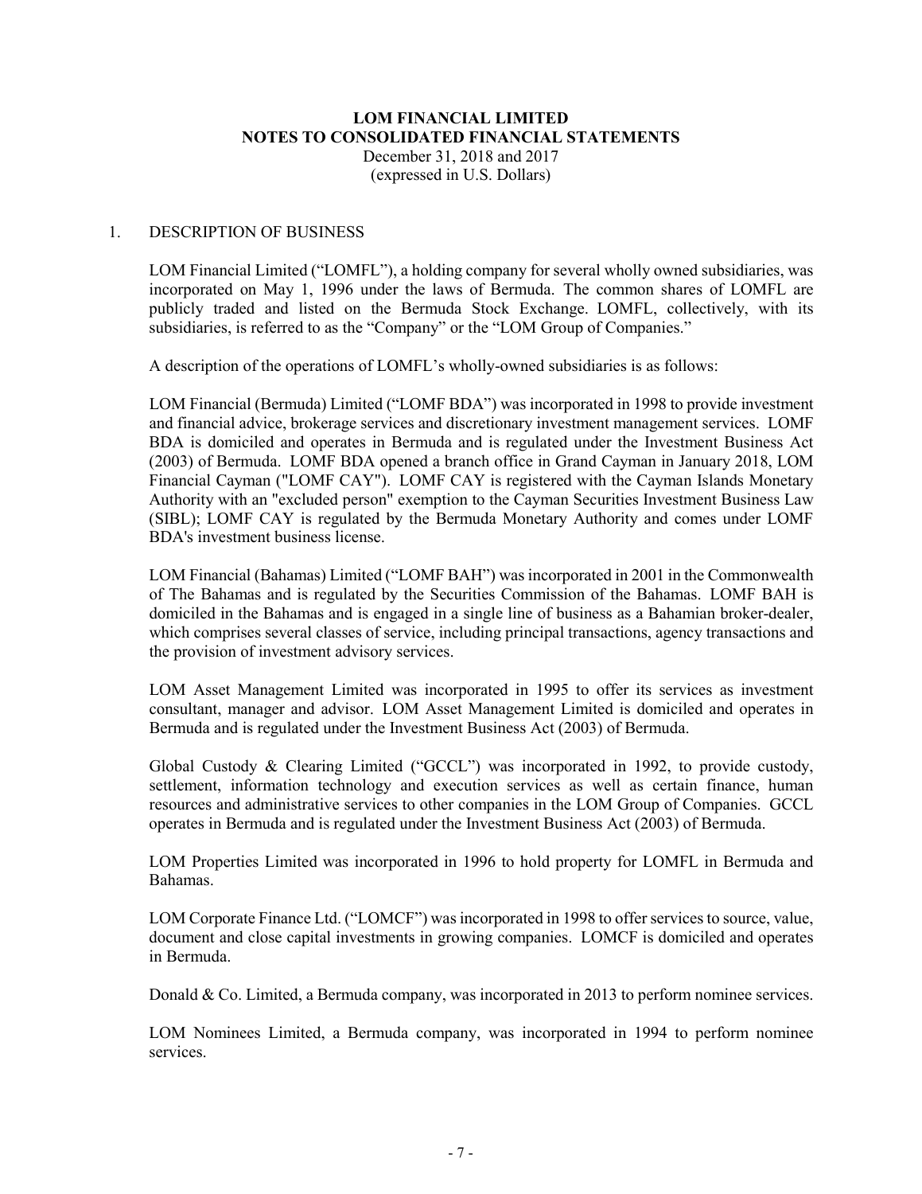**LOM FINANCIAL LIMITED**
**NOTES TO CONSOLIDATED FINANCIAL STATEMENTS**
December 31, 2018 and 2017
(expressed in U.S. Dollars)

## 1. DESCRIPTION OF BUSINESS

LOM Financial Limited ("LOMFL"), a holding company for several wholly owned subsidiaries, was incorporated on May 1, 1996 under the laws of Bermuda. The common shares of LOMFL are publicly traded and listed on the Bermuda Stock Exchange. LOMFL, collectively, with its subsidiaries, is referred to as the "Company" or the "LOM Group of Companies."

A description of the operations of LOMFL's wholly-owned subsidiaries is as follows:

LOM Financial (Bermuda) Limited ("LOMF BDA") was incorporated in 1998 to provide investment and financial advice, brokerage services and discretionary investment management services. LOMF BDA is domiciled and operates in Bermuda and is regulated under the Investment Business Act (2003) of Bermuda. LOMF BDA opened a branch office in Grand Cayman in January 2018, LOM Financial Cayman ("LOMF CAY"). LOMF CAY is registered with the Cayman Islands Monetary Authority with an "excluded person" exemption to the Cayman Securities Investment Business Law (SIBL); LOMF CAY is regulated by the Bermuda Monetary Authority and comes under LOMF BDA's investment business license.

LOM Financial (Bahamas) Limited ("LOMF BAH") was incorporated in 2001 in the Commonwealth of The Bahamas and is regulated by the Securities Commission of the Bahamas. LOMF BAH is domiciled in the Bahamas and is engaged in a single line of business as a Bahamian broker-dealer, which comprises several classes of service, including principal transactions, agency transactions and the provision of investment advisory services.

LOM Asset Management Limited was incorporated in 1995 to offer its services as investment consultant, manager and advisor. LOM Asset Management Limited is domiciled and operates in Bermuda and is regulated under the Investment Business Act (2003) of Bermuda.

Global Custody & Clearing Limited ("GCCL") was incorporated in 1992, to provide custody, settlement, information technology and execution services as well as certain finance, human resources and administrative services to other companies in the LOM Group of Companies. GCCL operates in Bermuda and is regulated under the Investment Business Act (2003) of Bermuda.

LOM Properties Limited was incorporated in 1996 to hold property for LOMFL in Bermuda and Bahamas.

LOM Corporate Finance Ltd. ("LOMCF") was incorporated in 1998 to offer services to source, value, document and close capital investments in growing companies. LOMCF is domiciled and operates in Bermuda.

Donald & Co. Limited, a Bermuda company, was incorporated in 2013 to perform nominee services.

LOM Nominees Limited, a Bermuda company, was incorporated in 1994 to perform nominee services.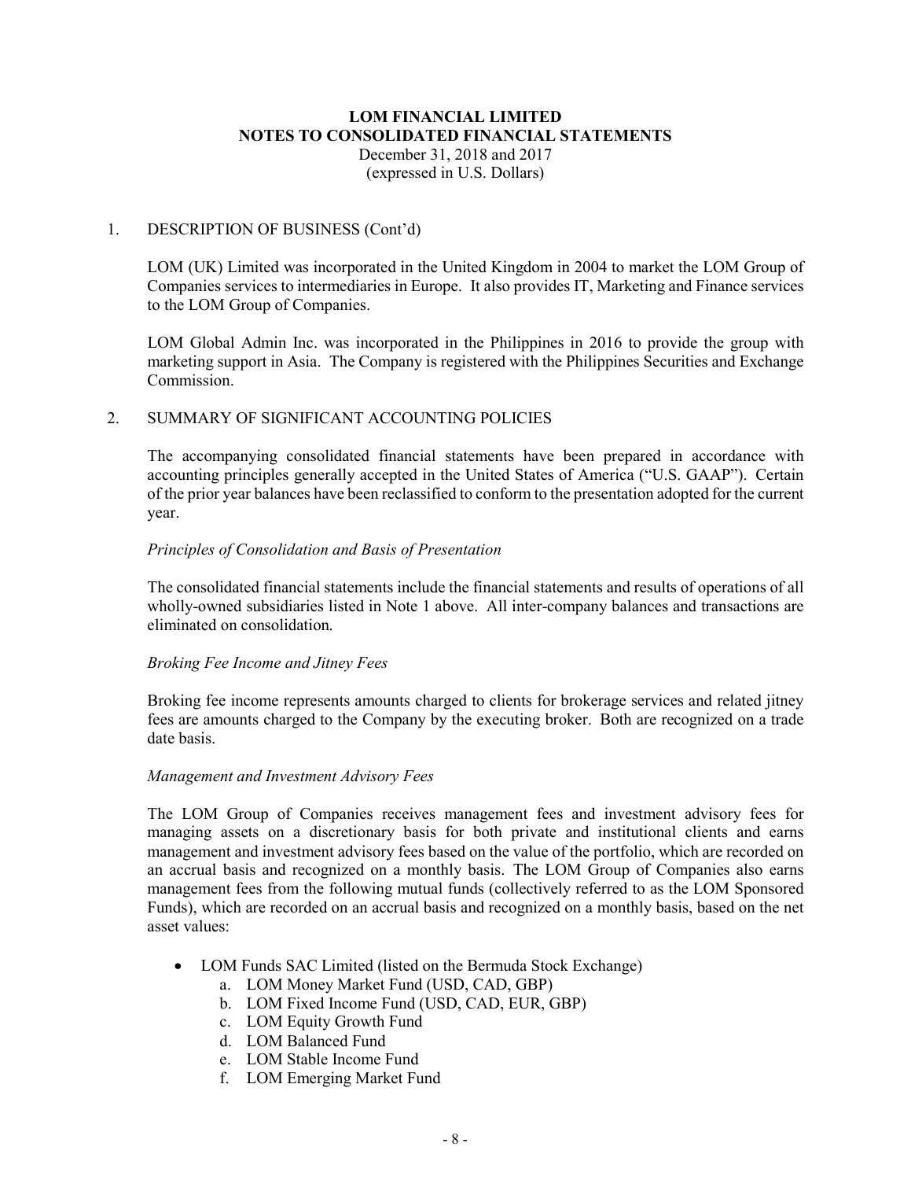# LOM FINANCIAL LIMITED
## NOTES TO CONSOLIDATED FINANCIAL STATEMENTS
December 31, 2018 and 2017
(expressed in U.S. Dollars)

1. DESCRIPTION OF BUSINESS (Cont'd)

LOM (UK) Limited was incorporated in the United Kingdom in 2004 to market the LOM Group of Companies services to intermediaries in Europe. It also provides IT, Marketing and Finance services to the LOM Group of Companies.

LOM Global Admin Inc. was incorporated in the Philippines in 2016 to provide the group with marketing support in Asia. The Company is registered with the Philippines Securities and Exchange Commission.

2. SUMMARY OF SIGNIFICANT ACCOUNTING POLICIES

The accompanying consolidated financial statements have been prepared in accordance with accounting principles generally accepted in the United States of America ("U.S. GAAP"). Certain of the prior year balances have been reclassified to conform to the presentation adopted for the current year.

*Principles of Consolidation and Basis of Presentation*

The consolidated financial statements include the financial statements and results of operations of all wholly-owned subsidiaries listed in Note 1 above. All inter-company balances and transactions are eliminated on consolidation.

*Broking Fee Income and Jitney Fees*

Broking fee income represents amounts charged to clients for brokerage services and related jitney fees are amounts charged to the Company by the executing broker. Both are recognized on a trade date basis.

*Management and Investment Advisory Fees*

The LOM Group of Companies receives management fees and investment advisory fees for managing assets on a discretionary basis for both private and institutional clients and earns management and investment advisory fees based on the value of the portfolio, which are recorded on an accrual basis and recognized on a monthly basis. The LOM Group of Companies also earns management fees from the following mutual funds (collectively referred to as the LOM Sponsored Funds), which are recorded on an accrual basis and recognized on a monthly basis, based on the net asset values:

- LOM Funds SAC Limited (listed on the Bermuda Stock Exchange)
  a. LOM Money Market Fund (USD, CAD, GBP)
  b. LOM Fixed Income Fund (USD, CAD, EUR, GBP)
  c. LOM Equity Growth Fund
  d. LOM Balanced Fund
  e. LOM Stable Income Fund
  f. LOM Emerging Market Fund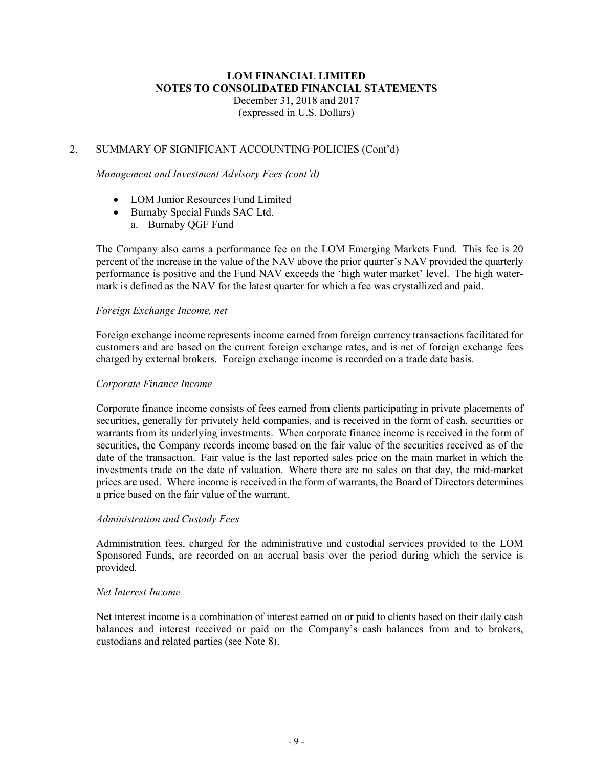# LOM FINANCIAL LIMITED
# NOTES TO CONSOLIDATED FINANCIAL STATEMENTS

December 31, 2018 and 2017
(expressed in U.S. Dollars)

## 2. SUMMARY OF SIGNIFICANT ACCOUNTING POLICIES (Cont'd)

*Management and Investment Advisory Fees (cont'd)*

- LOM Junior Resources Fund Limited
- Burnaby Special Funds SAC Ltd.
    a. Burnaby QGF Fund

The Company also earns a performance fee on the LOM Emerging Markets Fund. This fee is 20 percent of the increase in the value of the NAV above the prior quarter's NAV provided the quarterly performance is positive and the Fund NAV exceeds the 'high water market' level. The high water-mark is defined as the NAV for the latest quarter for which a fee was crystallized and paid.

*Foreign Exchange Income, net*

Foreign exchange income represents income earned from foreign currency transactions facilitated for customers and are based on the current foreign exchange rates, and is net of foreign exchange fees charged by external brokers. Foreign exchange income is recorded on a trade date basis.

*Corporate Finance Income*

Corporate finance income consists of fees earned from clients participating in private placements of securities, generally for privately held companies, and is received in the form of cash, securities or warrants from its underlying investments. When corporate finance income is received in the form of securities, the Company records income based on the fair value of the securities received as of the date of the transaction. Fair value is the last reported sales price on the main market in which the investments trade on the date of valuation. Where there are no sales on that day, the mid-market prices are used. Where income is received in the form of warrants, the Board of Directors determines a price based on the fair value of the warrant.

*Administration and Custody Fees*

Administration fees, charged for the administrative and custodial services provided to the LOM Sponsored Funds, are recorded on an accrual basis over the period during which the service is provided.

*Net Interest Income*

Net interest income is a combination of interest earned on or paid to clients based on their daily cash balances and interest received or paid on the Company's cash balances from and to brokers, custodians and related parties (see Note 8).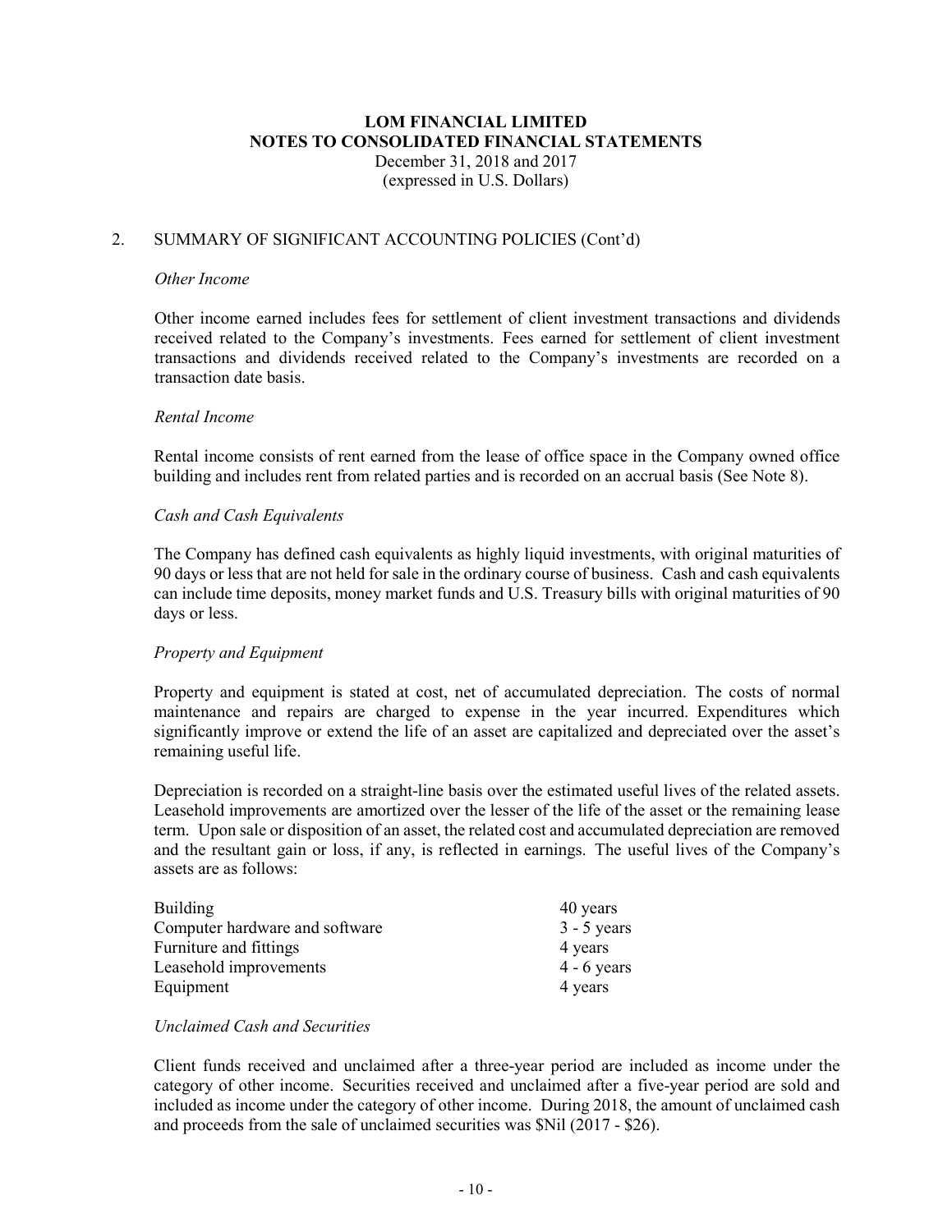# LOM FINANCIAL LIMITED
# NOTES TO CONSOLIDATED FINANCIAL STATEMENTS

December 31, 2018 and 2017
(expressed in U.S. Dollars)

## 2. SUMMARY OF SIGNIFICANT ACCOUNTING POLICIES (Cont'd)

*Other Income*

Other income earned includes fees for settlement of client investment transactions and dividends received related to the Company's investments. Fees earned for settlement of client investment transactions and dividends received related to the Company's investments are recorded on a transaction date basis.

*Rental Income*

Rental income consists of rent earned from the lease of office space in the Company owned office building and includes rent from related parties and is recorded on an accrual basis (See Note 8).

*Cash and Cash Equivalents*

The Company has defined cash equivalents as highly liquid investments, with original maturities of 90 days or less that are not held for sale in the ordinary course of business. Cash and cash equivalents can include time deposits, money market funds and U.S. Treasury bills with original maturities of 90 days or less.

*Property and Equipment*

Property and equipment is stated at cost, net of accumulated depreciation. The costs of normal maintenance and repairs are charged to expense in the year incurred. Expenditures which significantly improve or extend the life of an asset are capitalized and depreciated over the asset's remaining useful life.

Depreciation is recorded on a straight-line basis over the estimated useful lives of the related assets. Leasehold improvements are amortized over the lesser of the life of the asset or the remaining lease term. Upon sale or disposition of an asset, the related cost and accumulated depreciation are removed and the resultant gain or loss, if any, is reflected in earnings. The useful lives of the Company's assets are as follows:

| | |
|---|---|
| Building | 40 years |
| Computer hardware and software | 3 - 5 years |
| Furniture and fittings | 4 years |
| Leasehold improvements | 4 - 6 years |
| Equipment | 4 years |

*Unclaimed Cash and Securities*

Client funds received and unclaimed after a three-year period are included as income under the category of other income. Securities received and unclaimed after a five-year period are sold and included as income under the category of other income. During 2018, the amount of unclaimed cash and proceeds from the sale of unclaimed securities was $Nil (2017 - $26).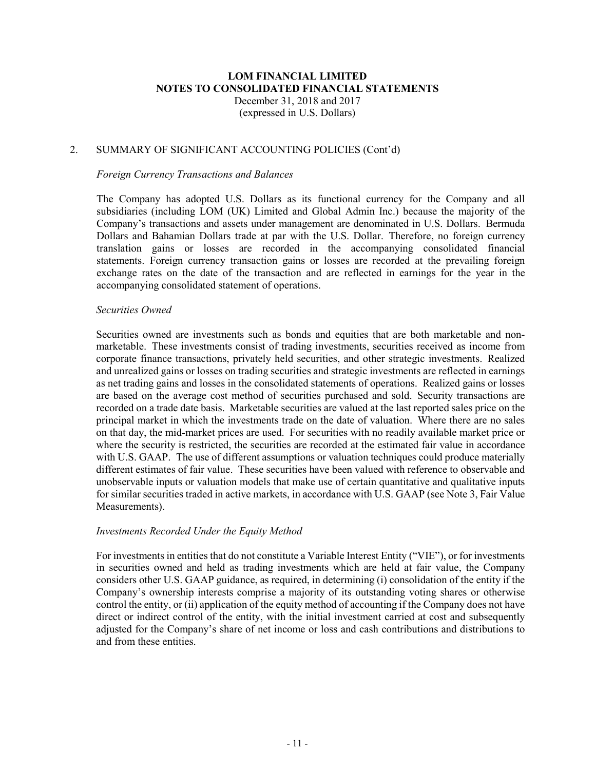## 2. SUMMARY OF SIGNIFICANT ACCOUNTING POLICIES (Cont'd)

*Foreign Currency Transactions and Balances*

The Company has adopted U.S. Dollars as its functional currency for the Company and all subsidiaries (including LOM (UK) Limited and Global Admin Inc.) because the majority of the Company's transactions and assets under management are denominated in U.S. Dollars. Bermuda Dollars and Bahamian Dollars trade at par with the U.S. Dollar. Therefore, no foreign currency translation gains or losses are recorded in the accompanying consolidated financial statements. Foreign currency transaction gains or losses are recorded at the prevailing foreign exchange rates on the date of the transaction and are reflected in earnings for the year in the accompanying consolidated statement of operations.

*Securities Owned*

Securities owned are investments such as bonds and equities that are both marketable and non-marketable. These investments consist of trading investments, securities received as income from corporate finance transactions, privately held securities, and other strategic investments. Realized and unrealized gains or losses on trading securities and strategic investments are reflected in earnings as net trading gains and losses in the consolidated statements of operations. Realized gains or losses are based on the average cost method of securities purchased and sold. Security transactions are recorded on a trade date basis. Marketable securities are valued at the last reported sales price on the principal market in which the investments trade on the date of valuation. Where there are no sales on that day, the mid-market prices are used. For securities with no readily available market price or where the security is restricted, the securities are recorded at the estimated fair value in accordance with U.S. GAAP. The use of different assumptions or valuation techniques could produce materially different estimates of fair value. These securities have been valued with reference to observable and unobservable inputs or valuation models that make use of certain quantitative and qualitative inputs for similar securities traded in active markets, in accordance with U.S. GAAP (see Note 3, Fair Value Measurements).

*Investments Recorded Under the Equity Method*

For investments in entities that do not constitute a Variable Interest Entity ("VIE"), or for investments in securities owned and held as trading investments which are held at fair value, the Company considers other U.S. GAAP guidance, as required, in determining (i) consolidation of the entity if the Company's ownership interests comprise a majority of its outstanding voting shares or otherwise control the entity, or (ii) application of the equity method of accounting if the Company does not have direct or indirect control of the entity, with the initial investment carried at cost and subsequently adjusted for the Company's share of net income or loss and cash contributions and distributions to and from these entities.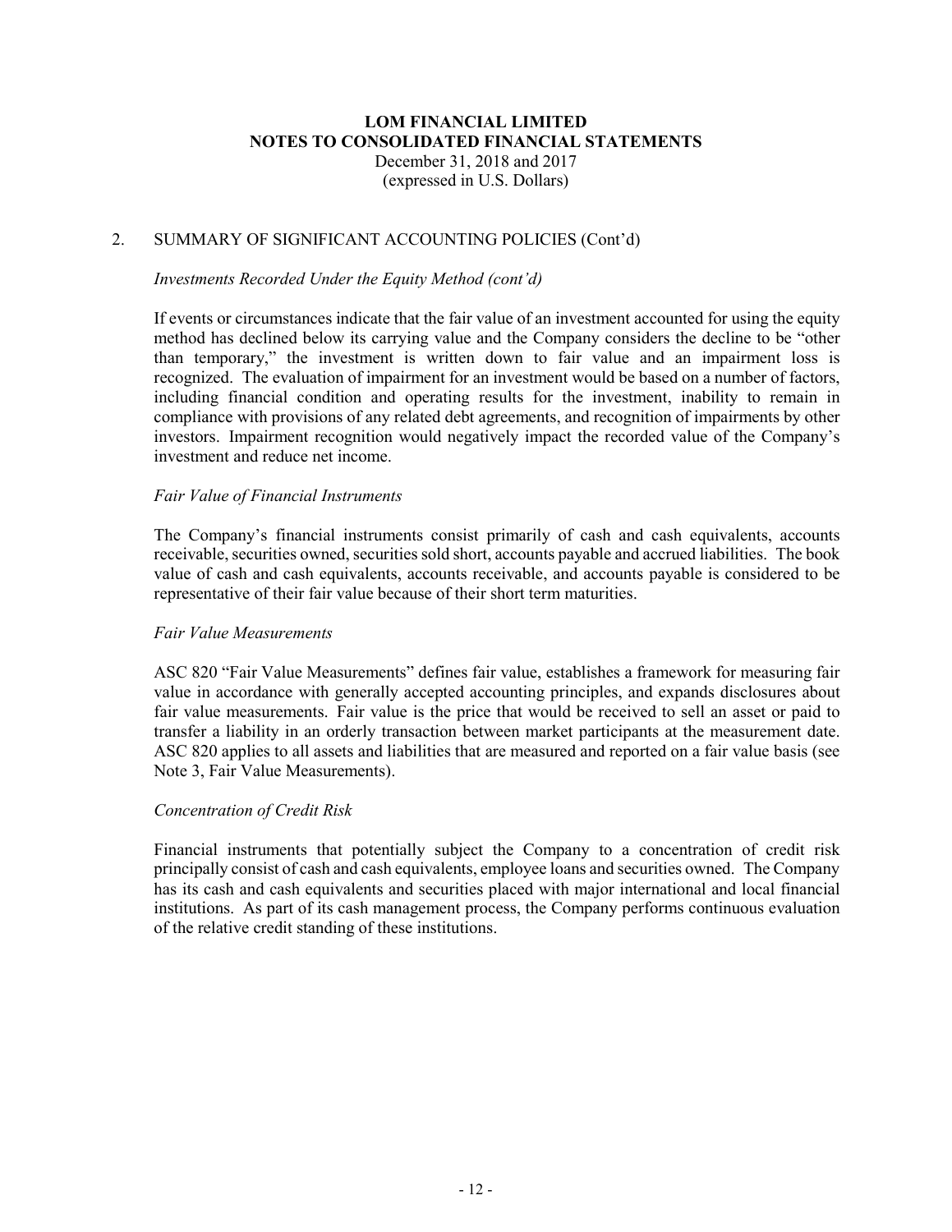# LOM FINANCIAL LIMITED
## NOTES TO CONSOLIDATED FINANCIAL STATEMENTS
December 31, 2018 and 2017
(expressed in U.S. Dollars)

## 2. SUMMARY OF SIGNIFICANT ACCOUNTING POLICIES (Cont'd)

*Investments Recorded Under the Equity Method (cont'd)*

If events or circumstances indicate that the fair value of an investment accounted for using the equity method has declined below its carrying value and the Company considers the decline to be "other than temporary," the investment is written down to fair value and an impairment loss is recognized. The evaluation of impairment for an investment would be based on a number of factors, including financial condition and operating results for the investment, inability to remain in compliance with provisions of any related debt agreements, and recognition of impairments by other investors. Impairment recognition would negatively impact the recorded value of the Company's investment and reduce net income.

*Fair Value of Financial Instruments*

The Company's financial instruments consist primarily of cash and cash equivalents, accounts receivable, securities owned, securities sold short, accounts payable and accrued liabilities. The book value of cash and cash equivalents, accounts receivable, and accounts payable is considered to be representative of their fair value because of their short term maturities.

*Fair Value Measurements*

ASC 820 "Fair Value Measurements" defines fair value, establishes a framework for measuring fair value in accordance with generally accepted accounting principles, and expands disclosures about fair value measurements. Fair value is the price that would be received to sell an asset or paid to transfer a liability in an orderly transaction between market participants at the measurement date. ASC 820 applies to all assets and liabilities that are measured and reported on a fair value basis (see Note 3, Fair Value Measurements).

*Concentration of Credit Risk*

Financial instruments that potentially subject the Company to a concentration of credit risk principally consist of cash and cash equivalents, employee loans and securities owned. The Company has its cash and cash equivalents and securities placed with major international and local financial institutions. As part of its cash management process, the Company performs continuous evaluation of the relative credit standing of these institutions.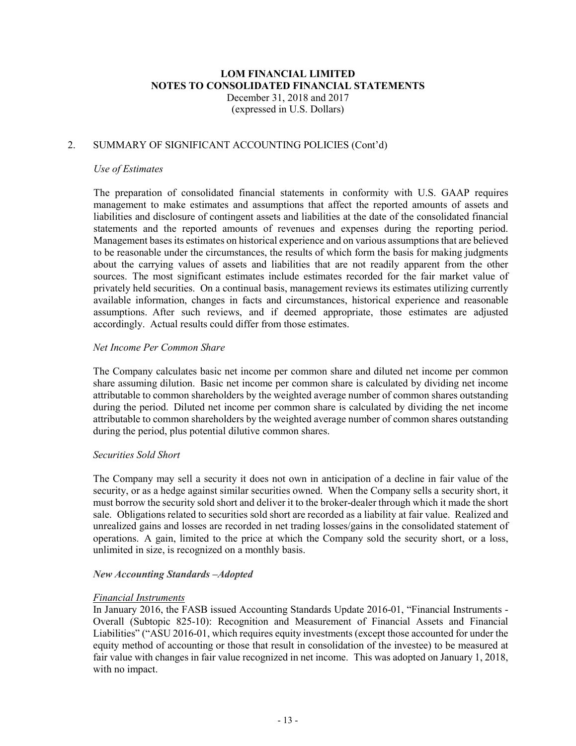## 2. SUMMARY OF SIGNIFICANT ACCOUNTING POLICIES (Cont'd)

*Use of Estimates*

The preparation of consolidated financial statements in conformity with U.S. GAAP requires management to make estimates and assumptions that affect the reported amounts of assets and liabilities and disclosure of contingent assets and liabilities at the date of the consolidated financial statements and the reported amounts of revenues and expenses during the reporting period. Management bases its estimates on historical experience and on various assumptions that are believed to be reasonable under the circumstances, the results of which form the basis for making judgments about the carrying values of assets and liabilities that are not readily apparent from the other sources. The most significant estimates include estimates recorded for the fair market value of privately held securities. On a continual basis, management reviews its estimates utilizing currently available information, changes in facts and circumstances, historical experience and reasonable assumptions. After such reviews, and if deemed appropriate, those estimates are adjusted accordingly. Actual results could differ from those estimates.

*Net Income Per Common Share*

The Company calculates basic net income per common share and diluted net income per common share assuming dilution. Basic net income per common share is calculated by dividing net income attributable to common shareholders by the weighted average number of common shares outstanding during the period. Diluted net income per common share is calculated by dividing the net income attributable to common shareholders by the weighted average number of common shares outstanding during the period, plus potential dilutive common shares.

*Securities Sold Short*

The Company may sell a security it does not own in anticipation of a decline in fair value of the security, or as a hedge against similar securities owned. When the Company sells a security short, it must borrow the security sold short and deliver it to the broker-dealer through which it made the short sale. Obligations related to securities sold short are recorded as a liability at fair value. Realized and unrealized gains and losses are recorded in net trading losses/gains in the consolidated statement of operations. A gain, limited to the price at which the Company sold the security short, or a loss, unlimited in size, is recognized on a monthly basis.

***New Accounting Standards –Adopted***

*Financial Instruments*

In January 2016, the FASB issued Accounting Standards Update 2016-01, "Financial Instruments - Overall (Subtopic 825-10): Recognition and Measurement of Financial Assets and Financial Liabilities" ("ASU 2016-01, which requires equity investments (except those accounted for under the equity method of accounting or those that result in consolidation of the investee) to be measured at fair value with changes in fair value recognized in net income. This was adopted on January 1, 2018, with no impact.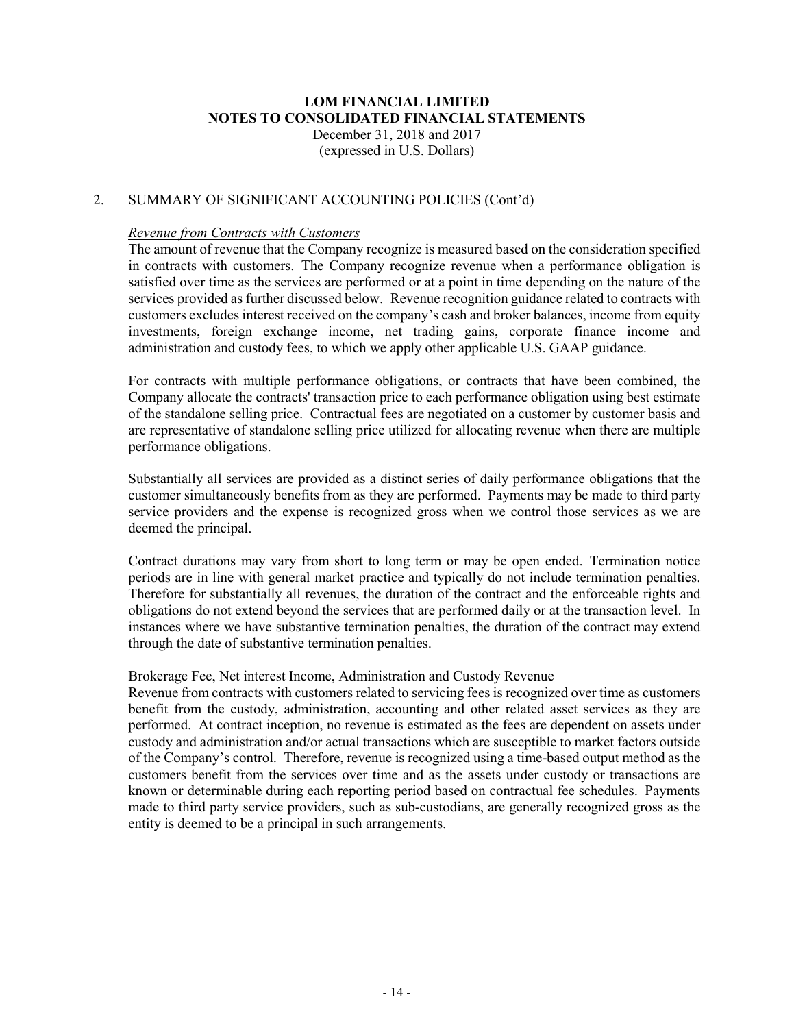## 2. SUMMARY OF SIGNIFICANT ACCOUNTING POLICIES (Cont'd)

*Revenue from Contracts with Customers*

The amount of revenue that the Company recognize is measured based on the consideration specified in contracts with customers. The Company recognize revenue when a performance obligation is satisfied over time as the services are performed or at a point in time depending on the nature of the services provided as further discussed below. Revenue recognition guidance related to contracts with customers excludes interest received on the company's cash and broker balances, income from equity investments, foreign exchange income, net trading gains, corporate finance income and administration and custody fees, to which we apply other applicable U.S. GAAP guidance.

For contracts with multiple performance obligations, or contracts that have been combined, the Company allocate the contracts' transaction price to each performance obligation using best estimate of the standalone selling price. Contractual fees are negotiated on a customer by customer basis and are representative of standalone selling price utilized for allocating revenue when there are multiple performance obligations.

Substantially all services are provided as a distinct series of daily performance obligations that the customer simultaneously benefits from as they are performed. Payments may be made to third party service providers and the expense is recognized gross when we control those services as we are deemed the principal.

Contract durations may vary from short to long term or may be open ended. Termination notice periods are in line with general market practice and typically do not include termination penalties. Therefore for substantially all revenues, the duration of the contract and the enforceable rights and obligations do not extend beyond the services that are performed daily or at the transaction level. In instances where we have substantive termination penalties, the duration of the contract may extend through the date of substantive termination penalties.

Brokerage Fee, Net interest Income, Administration and Custody Revenue

Revenue from contracts with customers related to servicing fees is recognized over time as customers benefit from the custody, administration, accounting and other related asset services as they are performed. At contract inception, no revenue is estimated as the fees are dependent on assets under custody and administration and/or actual transactions which are susceptible to market factors outside of the Company's control. Therefore, revenue is recognized using a time-based output method as the customers benefit from the services over time and as the assets under custody or transactions are known or determinable during each reporting period based on contractual fee schedules. Payments made to third party service providers, such as sub-custodians, are generally recognized gross as the entity is deemed to be a principal in such arrangements.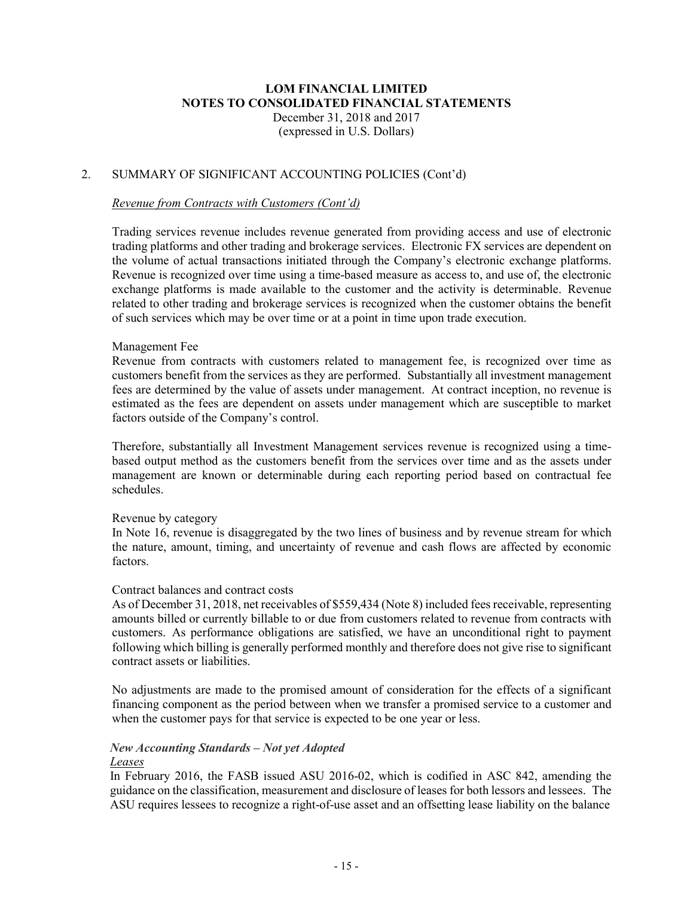**LOM FINANCIAL LIMITED**
**NOTES TO CONSOLIDATED FINANCIAL STATEMENTS**
December 31, 2018 and 2017
(expressed in U.S. Dollars)

2. SUMMARY OF SIGNIFICANT ACCOUNTING POLICIES (Cont'd)

*Revenue from Contracts with Customers (Cont'd)*

Trading services revenue includes revenue generated from providing access and use of electronic trading platforms and other trading and brokerage services. Electronic FX services are dependent on the volume of actual transactions initiated through the Company's electronic exchange platforms. Revenue is recognized over time using a time-based measure as access to, and use of, the electronic exchange platforms is made available to the customer and the activity is determinable. Revenue related to other trading and brokerage services is recognized when the customer obtains the benefit of such services which may be over time or at a point in time upon trade execution.

Management Fee

Revenue from contracts with customers related to management fee, is recognized over time as customers benefit from the services as they are performed. Substantially all investment management fees are determined by the value of assets under management. At contract inception, no revenue is estimated as the fees are dependent on assets under management which are susceptible to market factors outside of the Company's control.

Therefore, substantially all Investment Management services revenue is recognized using a time-based output method as the customers benefit from the services over time and as the assets under management are known or determinable during each reporting period based on contractual fee schedules.

Revenue by category

In Note 16, revenue is disaggregated by the two lines of business and by revenue stream for which the nature, amount, timing, and uncertainty of revenue and cash flows are affected by economic factors.

Contract balances and contract costs

As of December 31, 2018, net receivables of $559,434 (Note 8) included fees receivable, representing amounts billed or currently billable to or due from customers related to revenue from contracts with customers. As performance obligations are satisfied, we have an unconditional right to payment following which billing is generally performed monthly and therefore does not give rise to significant contract assets or liabilities.

No adjustments are made to the promised amount of consideration for the effects of a significant financing component as the period between when we transfer a promised service to a customer and when the customer pays for that service is expected to be one year or less.

***New Accounting Standards – Not yet Adopted***

*Leases*

In February 2016, the FASB issued ASU 2016-02, which is codified in ASC 842, amending the guidance on the classification, measurement and disclosure of leases for both lessors and lessees. The ASU requires lessees to recognize a right-of-use asset and an offsetting lease liability on the balance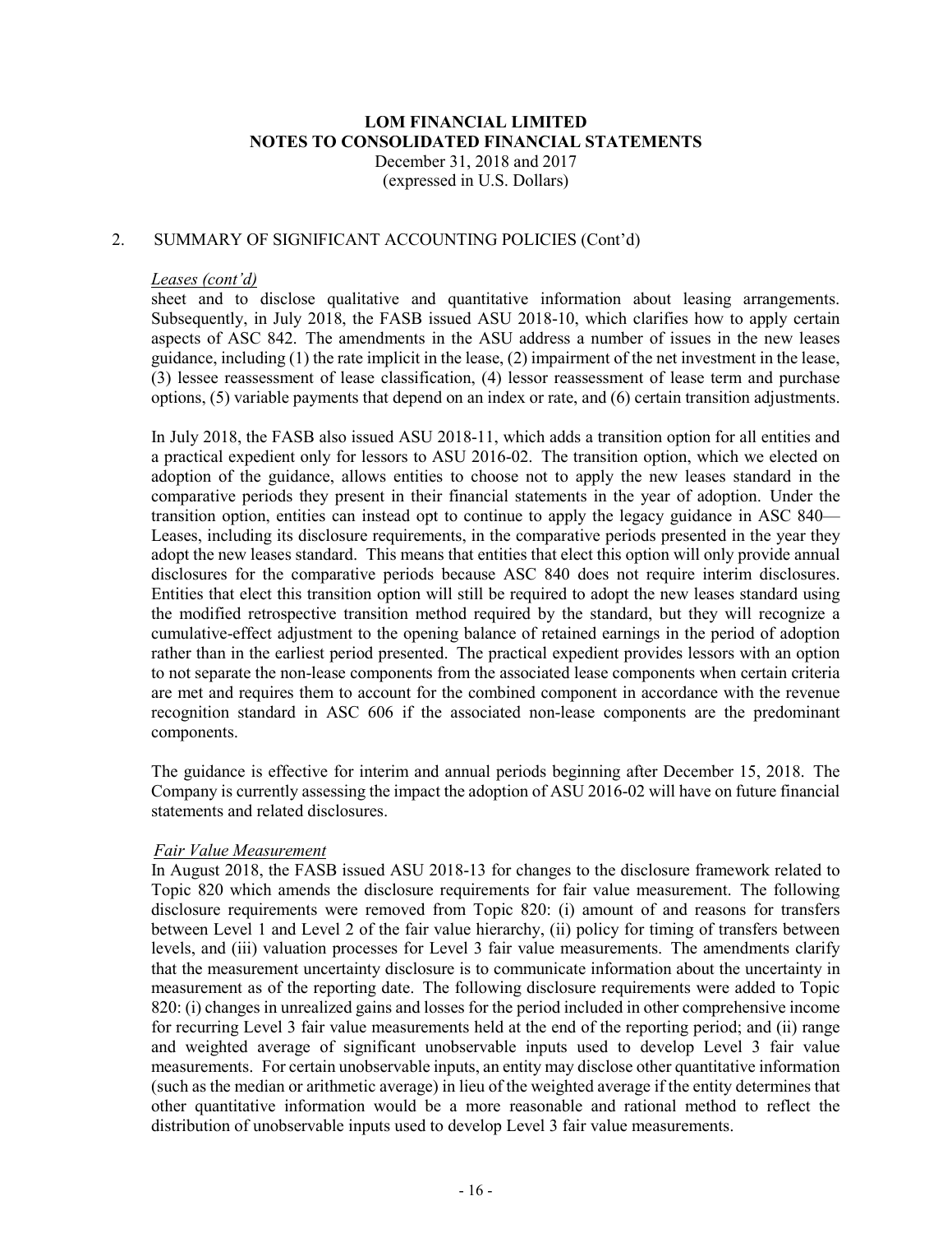## 2. SUMMARY OF SIGNIFICANT ACCOUNTING POLICIES (Cont'd)

*Leases (cont'd)*

sheet and to disclose qualitative and quantitative information about leasing arrangements. Subsequently, in July 2018, the FASB issued ASU 2018-10, which clarifies how to apply certain aspects of ASC 842. The amendments in the ASU address a number of issues in the new leases guidance, including (1) the rate implicit in the lease, (2) impairment of the net investment in the lease, (3) lessee reassessment of lease classification, (4) lessor reassessment of lease term and purchase options, (5) variable payments that depend on an index or rate, and (6) certain transition adjustments.

In July 2018, the FASB also issued ASU 2018-11, which adds a transition option for all entities and a practical expedient only for lessors to ASU 2016-02. The transition option, which we elected on adoption of the guidance, allows entities to choose not to apply the new leases standard in the comparative periods they present in their financial statements in the year of adoption. Under the transition option, entities can instead opt to continue to apply the legacy guidance in ASC 840—Leases, including its disclosure requirements, in the comparative periods presented in the year they adopt the new leases standard. This means that entities that elect this option will only provide annual disclosures for the comparative periods because ASC 840 does not require interim disclosures. Entities that elect this transition option will still be required to adopt the new leases standard using the modified retrospective transition method required by the standard, but they will recognize a cumulative-effect adjustment to the opening balance of retained earnings in the period of adoption rather than in the earliest period presented. The practical expedient provides lessors with an option to not separate the non-lease components from the associated lease components when certain criteria are met and requires them to account for the combined component in accordance with the revenue recognition standard in ASC 606 if the associated non-lease components are the predominant components.

The guidance is effective for interim and annual periods beginning after December 15, 2018. The Company is currently assessing the impact the adoption of ASU 2016-02 will have on future financial statements and related disclosures.

*Fair Value Measurement*

In August 2018, the FASB issued ASU 2018-13 for changes to the disclosure framework related to Topic 820 which amends the disclosure requirements for fair value measurement. The following disclosure requirements were removed from Topic 820: (i) amount of and reasons for transfers between Level 1 and Level 2 of the fair value hierarchy, (ii) policy for timing of transfers between levels, and (iii) valuation processes for Level 3 fair value measurements. The amendments clarify that the measurement uncertainty disclosure is to communicate information about the uncertainty in measurement as of the reporting date. The following disclosure requirements were added to Topic 820: (i) changes in unrealized gains and losses for the period included in other comprehensive income for recurring Level 3 fair value measurements held at the end of the reporting period; and (ii) range and weighted average of significant unobservable inputs used to develop Level 3 fair value measurements. For certain unobservable inputs, an entity may disclose other quantitative information (such as the median or arithmetic average) in lieu of the weighted average if the entity determines that other quantitative information would be a more reasonable and rational method to reflect the distribution of unobservable inputs used to develop Level 3 fair value measurements.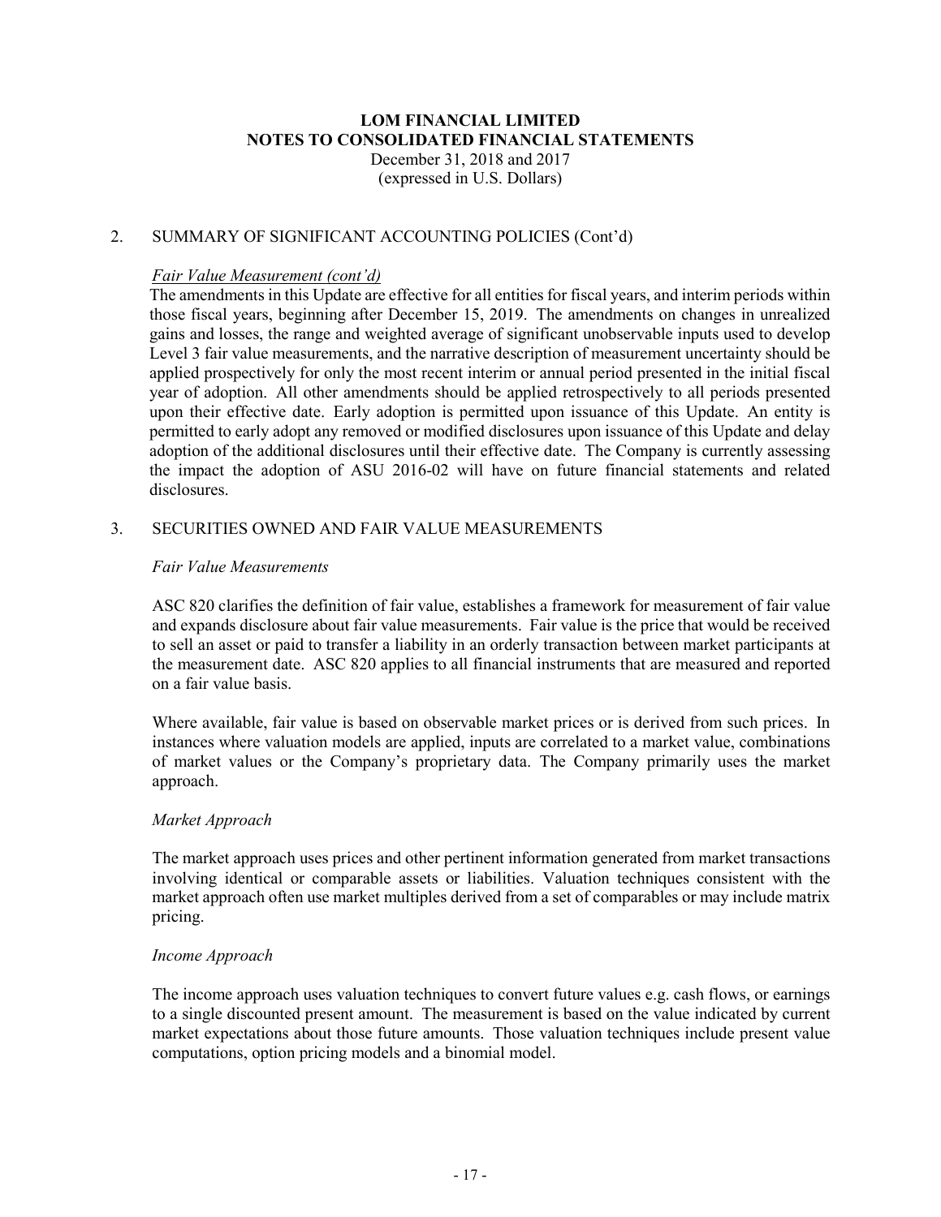## 2. SUMMARY OF SIGNIFICANT ACCOUNTING POLICIES (Cont'd)

*Fair Value Measurement (cont'd)*

The amendments in this Update are effective for all entities for fiscal years, and interim periods within those fiscal years, beginning after December 15, 2019. The amendments on changes in unrealized gains and losses, the range and weighted average of significant unobservable inputs used to develop Level 3 fair value measurements, and the narrative description of measurement uncertainty should be applied prospectively for only the most recent interim or annual period presented in the initial fiscal year of adoption. All other amendments should be applied retrospectively to all periods presented upon their effective date. Early adoption is permitted upon issuance of this Update. An entity is permitted to early adopt any removed or modified disclosures upon issuance of this Update and delay adoption of the additional disclosures until their effective date. The Company is currently assessing the impact the adoption of ASU 2016-02 will have on future financial statements and related disclosures.

## 3. SECURITIES OWNED AND FAIR VALUE MEASUREMENTS

*Fair Value Measurements*

ASC 820 clarifies the definition of fair value, establishes a framework for measurement of fair value and expands disclosure about fair value measurements. Fair value is the price that would be received to sell an asset or paid to transfer a liability in an orderly transaction between market participants at the measurement date. ASC 820 applies to all financial instruments that are measured and reported on a fair value basis.

Where available, fair value is based on observable market prices or is derived from such prices. In instances where valuation models are applied, inputs are correlated to a market value, combinations of market values or the Company's proprietary data. The Company primarily uses the market approach.

*Market Approach*

The market approach uses prices and other pertinent information generated from market transactions involving identical or comparable assets or liabilities. Valuation techniques consistent with the market approach often use market multiples derived from a set of comparables or may include matrix pricing.

*Income Approach*

The income approach uses valuation techniques to convert future values e.g. cash flows, or earnings to a single discounted present amount. The measurement is based on the value indicated by current market expectations about those future amounts. Those valuation techniques include present value computations, option pricing models and a binomial model.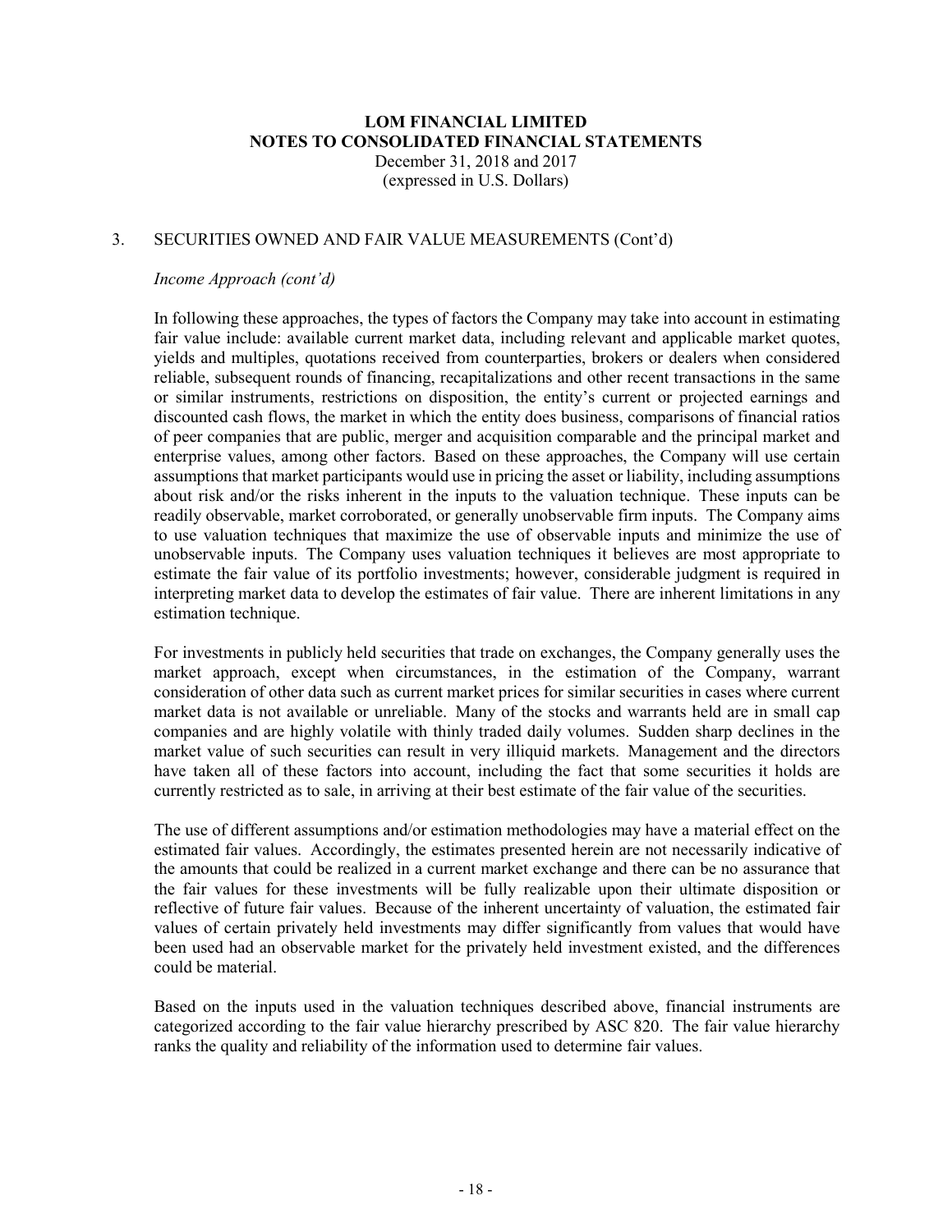## 3. SECURITIES OWNED AND FAIR VALUE MEASUREMENTS (Cont'd)

*Income Approach (cont'd)*

In following these approaches, the types of factors the Company may take into account in estimating fair value include: available current market data, including relevant and applicable market quotes, yields and multiples, quotations received from counterparties, brokers or dealers when considered reliable, subsequent rounds of financing, recapitalizations and other recent transactions in the same or similar instruments, restrictions on disposition, the entity's current or projected earnings and discounted cash flows, the market in which the entity does business, comparisons of financial ratios of peer companies that are public, merger and acquisition comparable and the principal market and enterprise values, among other factors. Based on these approaches, the Company will use certain assumptions that market participants would use in pricing the asset or liability, including assumptions about risk and/or the risks inherent in the inputs to the valuation technique. These inputs can be readily observable, market corroborated, or generally unobservable firm inputs. The Company aims to use valuation techniques that maximize the use of observable inputs and minimize the use of unobservable inputs. The Company uses valuation techniques it believes are most appropriate to estimate the fair value of its portfolio investments; however, considerable judgment is required in interpreting market data to develop the estimates of fair value. There are inherent limitations in any estimation technique.

For investments in publicly held securities that trade on exchanges, the Company generally uses the market approach, except when circumstances, in the estimation of the Company, warrant consideration of other data such as current market prices for similar securities in cases where current market data is not available or unreliable. Many of the stocks and warrants held are in small cap companies and are highly volatile with thinly traded daily volumes. Sudden sharp declines in the market value of such securities can result in very illiquid markets. Management and the directors have taken all of these factors into account, including the fact that some securities it holds are currently restricted as to sale, in arriving at their best estimate of the fair value of the securities.

The use of different assumptions and/or estimation methodologies may have a material effect on the estimated fair values. Accordingly, the estimates presented herein are not necessarily indicative of the amounts that could be realized in a current market exchange and there can be no assurance that the fair values for these investments will be fully realizable upon their ultimate disposition or reflective of future fair values. Because of the inherent uncertainty of valuation, the estimated fair values of certain privately held investments may differ significantly from values that would have been used had an observable market for the privately held investment existed, and the differences could be material.

Based on the inputs used in the valuation techniques described above, financial instruments are categorized according to the fair value hierarchy prescribed by ASC 820. The fair value hierarchy ranks the quality and reliability of the information used to determine fair values.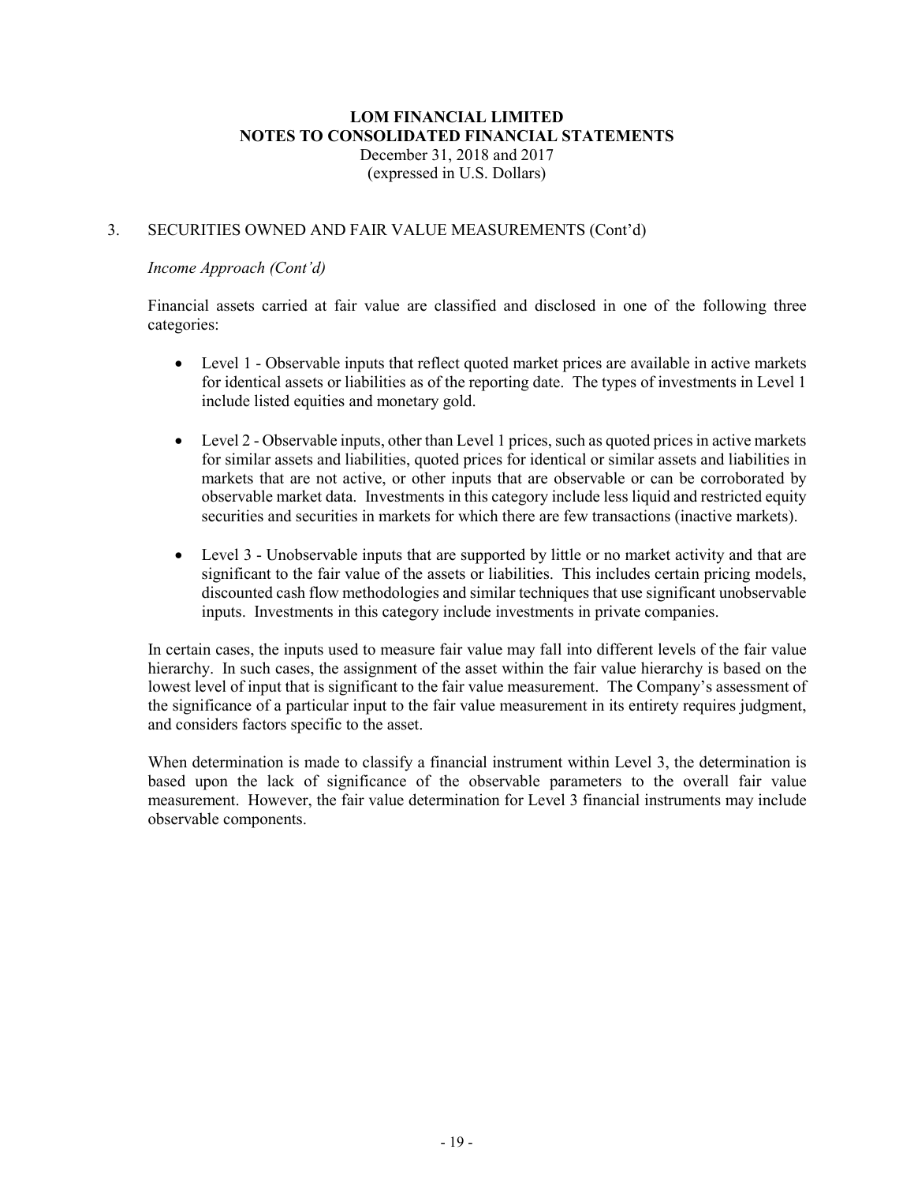# LOM FINANCIAL LIMITED
## NOTES TO CONSOLIDATED FINANCIAL STATEMENTS
December 31, 2018 and 2017
(expressed in U.S. Dollars)

3. SECURITIES OWNED AND FAIR VALUE MEASUREMENTS (Cont'd)

*Income Approach (Cont'd)*

Financial assets carried at fair value are classified and disclosed in one of the following three categories:

- Level 1 - Observable inputs that reflect quoted market prices are available in active markets for identical assets or liabilities as of the reporting date. The types of investments in Level 1 include listed equities and monetary gold.

- Level 2 - Observable inputs, other than Level 1 prices, such as quoted prices in active markets for similar assets and liabilities, quoted prices for identical or similar assets and liabilities in markets that are not active, or other inputs that are observable or can be corroborated by observable market data. Investments in this category include less liquid and restricted equity securities and securities in markets for which there are few transactions (inactive markets).

- Level 3 - Unobservable inputs that are supported by little or no market activity and that are significant to the fair value of the assets or liabilities. This includes certain pricing models, discounted cash flow methodologies and similar techniques that use significant unobservable inputs. Investments in this category include investments in private companies.

In certain cases, the inputs used to measure fair value may fall into different levels of the fair value hierarchy. In such cases, the assignment of the asset within the fair value hierarchy is based on the lowest level of input that is significant to the fair value measurement. The Company's assessment of the significance of a particular input to the fair value measurement in its entirety requires judgment, and considers factors specific to the asset.

When determination is made to classify a financial instrument within Level 3, the determination is based upon the lack of significance of the observable parameters to the overall fair value measurement. However, the fair value determination for Level 3 financial instruments may include observable components.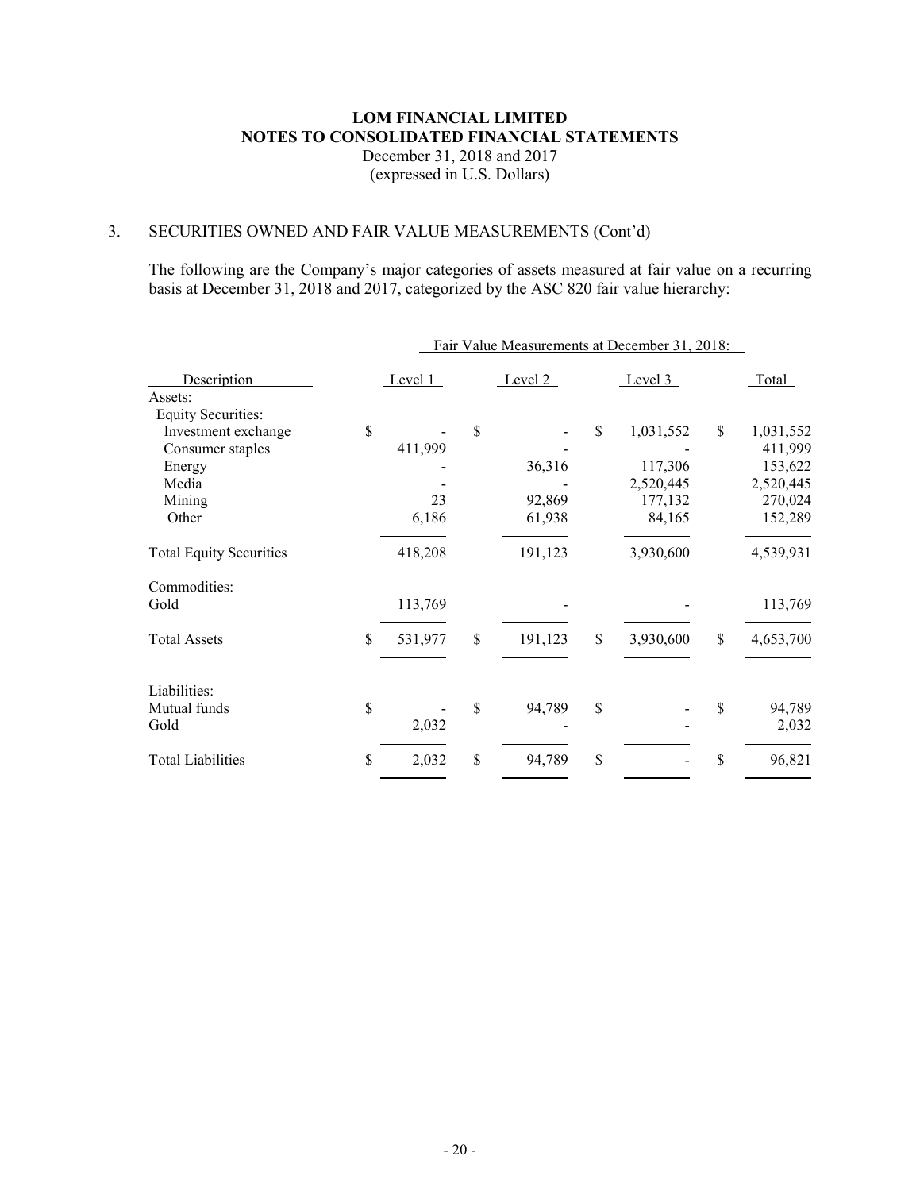**LOM FINANCIAL LIMITED**
**NOTES TO CONSOLIDATED FINANCIAL STATEMENTS**
December 31, 2018 and 2017
(expressed in U.S. Dollars)

## 3. SECURITIES OWNED AND FAIR VALUE MEASUREMENTS (Cont'd)

The following are the Company's major categories of assets measured at fair value on a recurring basis at December 31, 2018 and 2017, categorized by the ASC 820 fair value hierarchy:

| | Fair Value Measurements at December 31, 2018: | | | |
|---|---|---|---|---|
| Description | Level 1 | Level 2 | Level 3 | Total |
| Assets: | | | | |
| Equity Securities: | | | | |
| Investment exchange | $ - | $ - | $ 1,031,552 | $ 1,031,552 |
| Consumer staples | 411,999 | - | - | 411,999 |
| Energy | - | 36,316 | 117,306 | 153,622 |
| Media | - | - | 2,520,445 | 2,520,445 |
| Mining | 23 | 92,869 | 177,132 | 270,024 |
| Other | 6,186 | 61,938 | 84,165 | 152,289 |
| Total Equity Securities | 418,208 | 191,123 | 3,930,600 | 4,539,931 |
| Commodities: | | | | |
| Gold | 113,769 | - | - | 113,769 |
| Total Assets | $ 531,977 | $ 191,123 | $ 3,930,600 | $ 4,653,700 |
| Liabilities: | | | | |
| Mutual funds | $ - | $ 94,789 | $ - | $ 94,789 |
| Gold | 2,032 | - | - | 2,032 |
| Total Liabilities | $ 2,032 | $ 94,789 | $ - | $ 96,821 |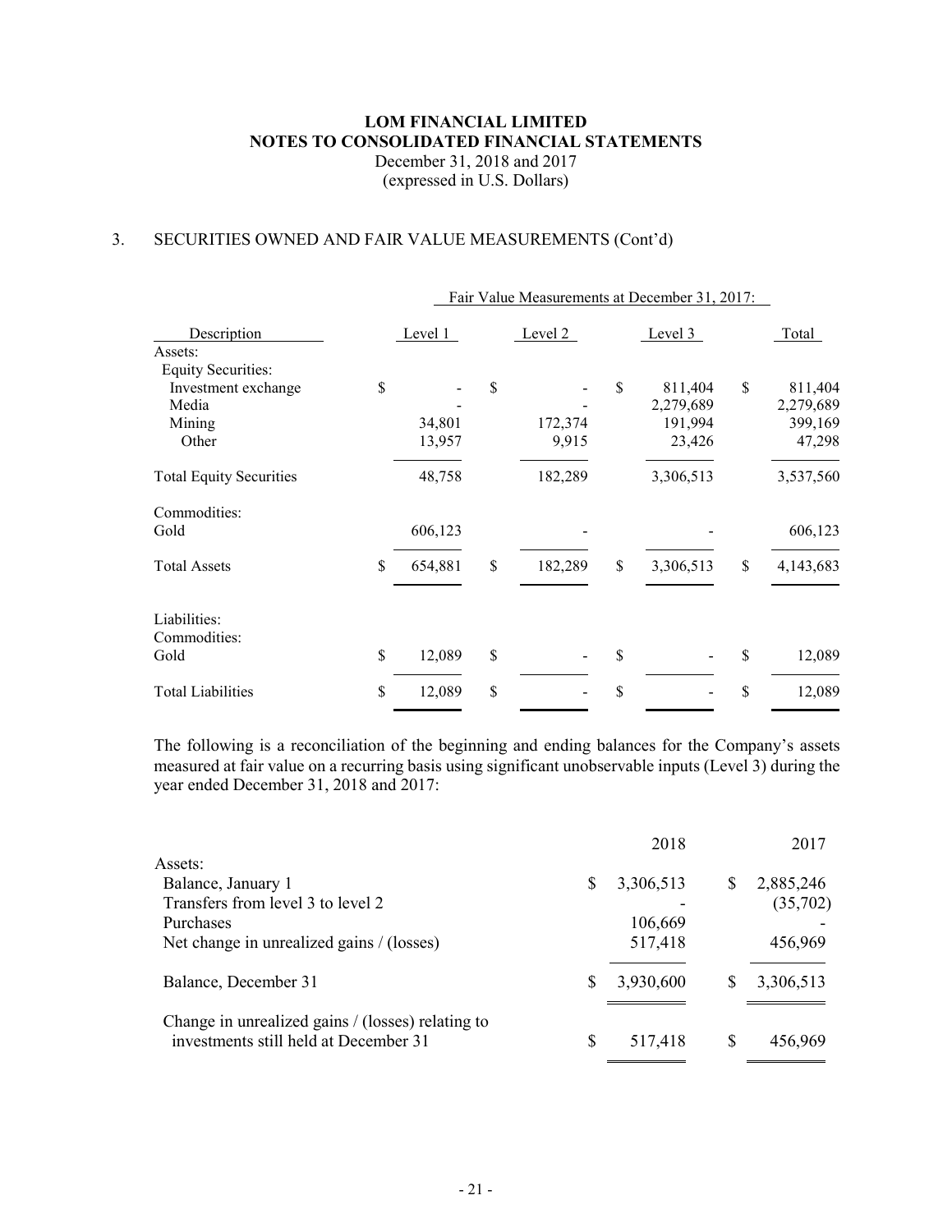**LOM FINANCIAL LIMITED**
**NOTES TO CONSOLIDATED FINANCIAL STATEMENTS**
December 31, 2018 and 2017
(expressed in U.S. Dollars)

## 3. SECURITIES OWNED AND FAIR VALUE MEASUREMENTS (Cont'd)

| | Fair Value Measurements at December 31, 2017: | | | |
|---|---|---|---|---|
| Description | Level 1 | Level 2 | Level 3 | Total |
| Assets: | | | | |
| Equity Securities: | | | | |
| Investment exchange | $ - | $ - | $ 811,404 | $ 811,404 |
| Media | - | - | 2,279,689 | 2,279,689 |
| Mining | 34,801 | 172,374 | 191,994 | 399,169 |
| Other | 13,957 | 9,915 | 23,426 | 47,298 |
| Total Equity Securities | 48,758 | 182,289 | 3,306,513 | 3,537,560 |
| Commodities: | | | | |
| Gold | 606,123 | - | - | 606,123 |
| Total Assets | $ 654,881 | $ 182,289 | $ 3,306,513 | $ 4,143,683 |
| Liabilities: | | | | |
| Commodities: | | | | |
| Gold | $ 12,089 | $ - | $ - | $ 12,089 |
| Total Liabilities | $ 12,089 | $ - | $ - | $ 12,089 |

The following is a reconciliation of the beginning and ending balances for the Company's assets measured at fair value on a recurring basis using significant unobservable inputs (Level 3) during the year ended December 31, 2018 and 2017:

| | 2018 | 2017 |
|---|---|---|
| Assets: | | |
| Balance, January 1 | $ 3,306,513 | $ 2,885,246 |
| Transfers from level 3 to level 2 | - | (35,702) |
| Purchases | 106,669 | - |
| Net change in unrealized gains / (losses) | 517,418 | 456,969 |
| Balance, December 31 | $ 3,930,600 | $ 3,306,513 |
| Change in unrealized gains / (losses) relating to investments still held at December 31 | $ 517,418 | $ 456,969 |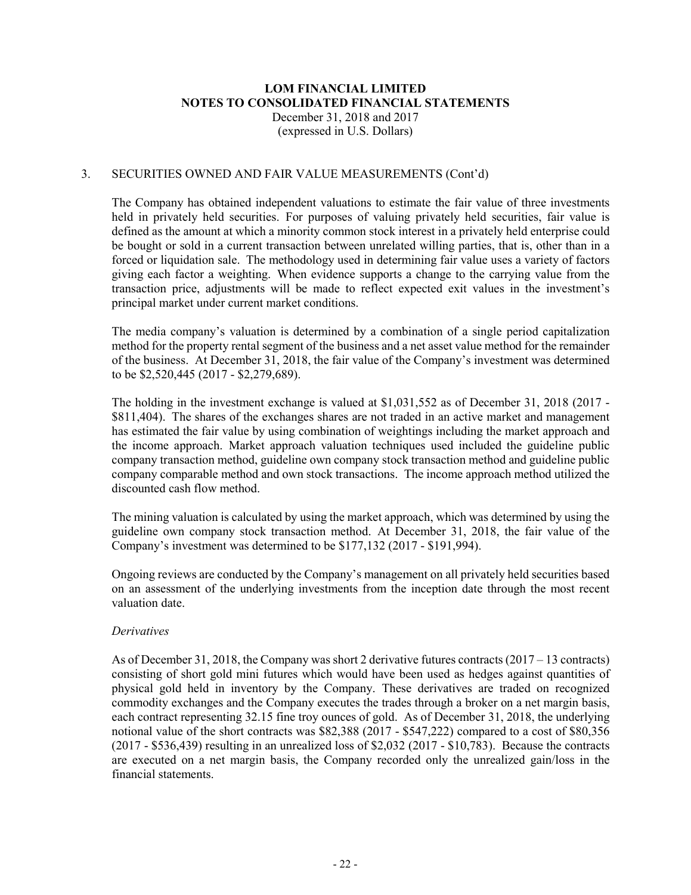# LOM FINANCIAL LIMITED
## NOTES TO CONSOLIDATED FINANCIAL STATEMENTS
December 31, 2018 and 2017
(expressed in U.S. Dollars)

3. SECURITIES OWNED AND FAIR VALUE MEASUREMENTS (Cont'd)

The Company has obtained independent valuations to estimate the fair value of three investments held in privately held securities. For purposes of valuing privately held securities, fair value is defined as the amount at which a minority common stock interest in a privately held enterprise could be bought or sold in a current transaction between unrelated willing parties, that is, other than in a forced or liquidation sale. The methodology used in determining fair value uses a variety of factors giving each factor a weighting. When evidence supports a change to the carrying value from the transaction price, adjustments will be made to reflect expected exit values in the investment's principal market under current market conditions.

The media company's valuation is determined by a combination of a single period capitalization method for the property rental segment of the business and a net asset value method for the remainder of the business. At December 31, 2018, the fair value of the Company's investment was determined to be $2,520,445 (2017 - $2,279,689).

The holding in the investment exchange is valued at $1,031,552 as of December 31, 2018 (2017 - $811,404). The shares of the exchanges shares are not traded in an active market and management has estimated the fair value by using combination of weightings including the market approach and the income approach. Market approach valuation techniques used included the guideline public company transaction method, guideline own company stock transaction method and guideline public company comparable method and own stock transactions. The income approach method utilized the discounted cash flow method.

The mining valuation is calculated by using the market approach, which was determined by using the guideline own company stock transaction method. At December 31, 2018, the fair value of the Company's investment was determined to be $177,132 (2017 - $191,994).

Ongoing reviews are conducted by the Company's management on all privately held securities based on an assessment of the underlying investments from the inception date through the most recent valuation date.

*Derivatives*

As of December 31, 2018, the Company was short 2 derivative futures contracts (2017 – 13 contracts) consisting of short gold mini futures which would have been used as hedges against quantities of physical gold held in inventory by the Company. These derivatives are traded on recognized commodity exchanges and the Company executes the trades through a broker on a net margin basis, each contract representing 32.15 fine troy ounces of gold. As of December 31, 2018, the underlying notional value of the short contracts was $82,388 (2017 - $547,222) compared to a cost of $80,356 (2017 - $536,439) resulting in an unrealized loss of $2,032 (2017 - $10,783). Because the contracts are executed on a net margin basis, the Company recorded only the unrealized gain/loss in the financial statements.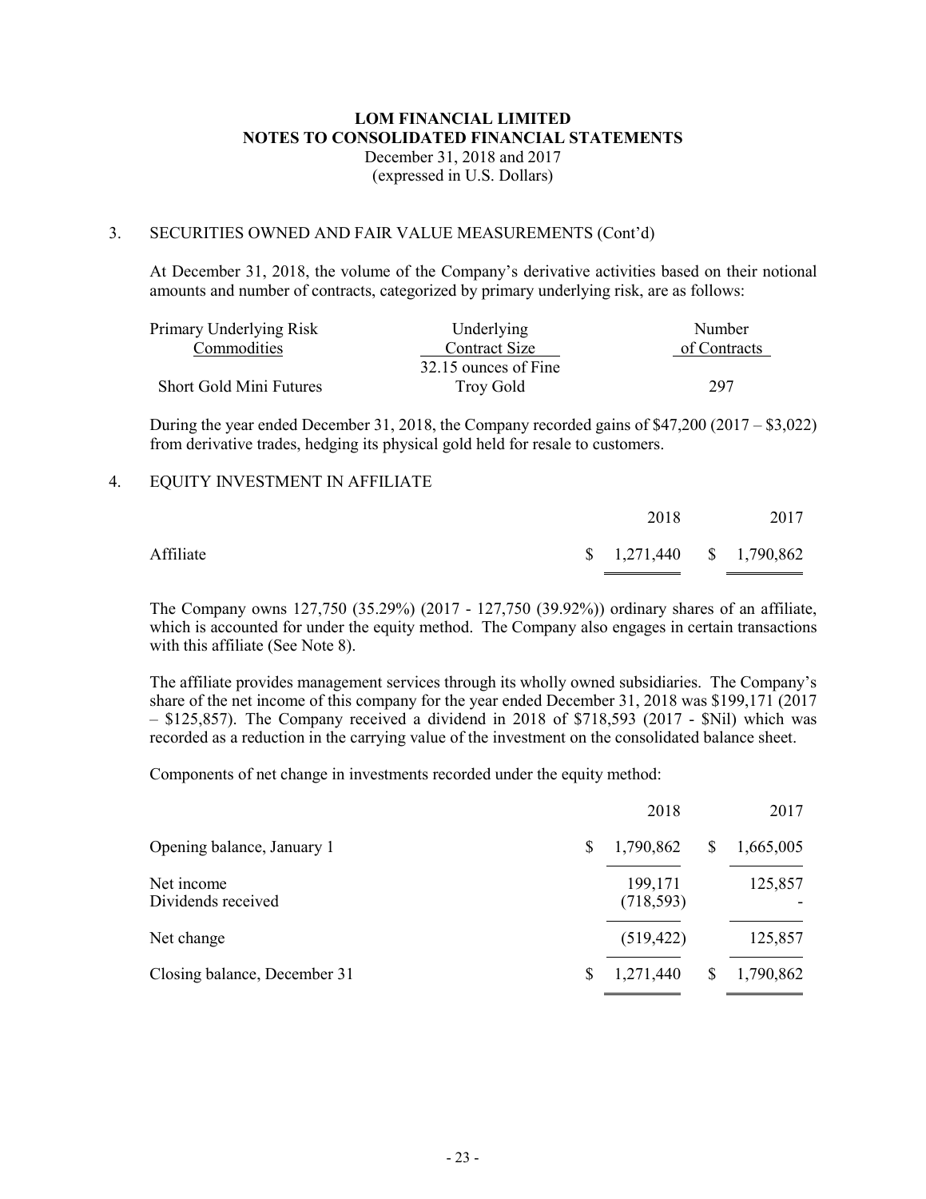# LOM FINANCIAL LIMITED
# NOTES TO CONSOLIDATED FINANCIAL STATEMENTS
December 31, 2018 and 2017
(expressed in U.S. Dollars)

3. SECURITIES OWNED AND FAIR VALUE MEASUREMENTS (Cont'd)

At December 31, 2018, the volume of the Company's derivative activities based on their notional amounts and number of contracts, categorized by primary underlying risk, are as follows:

| Primary Underlying Risk<br>Commodities | Underlying<br>Contract Size | Number<br>of Contracts |
|---|---|---|
| Short Gold Mini Futures | 32.15 ounces of Fine Troy Gold | 297 |

During the year ended December 31, 2018, the Company recorded gains of $47,200 (2017 – $3,022) from derivative trades, hedging its physical gold held for resale to customers.

4. EQUITY INVESTMENT IN AFFILIATE

| | 2018 | 2017 |
|---|---|---|
| Affiliate | $ 1,271,440 | $ 1,790,862 |

The Company owns 127,750 (35.29%) (2017 - 127,750 (39.92%)) ordinary shares of an affiliate, which is accounted for under the equity method. The Company also engages in certain transactions with this affiliate (See Note 8).

The affiliate provides management services through its wholly owned subsidiaries. The Company's share of the net income of this company for the year ended December 31, 2018 was $199,171 (2017 – $125,857). The Company received a dividend in 2018 of $718,593 (2017 - $Nil) which was recorded as a reduction in the carrying value of the investment on the consolidated balance sheet.

Components of net change in investments recorded under the equity method:

| | 2018 | 2017 |
|---|---|---|
| Opening balance, January 1 | $ 1,790,862 | $ 1,665,005 |
| Net income | 199,171 | 125,857 |
| Dividends received | (718,593) | - |
| Net change | (519,422) | 125,857 |
| Closing balance, December 31 | $ 1,271,440 | $ 1,790,862 |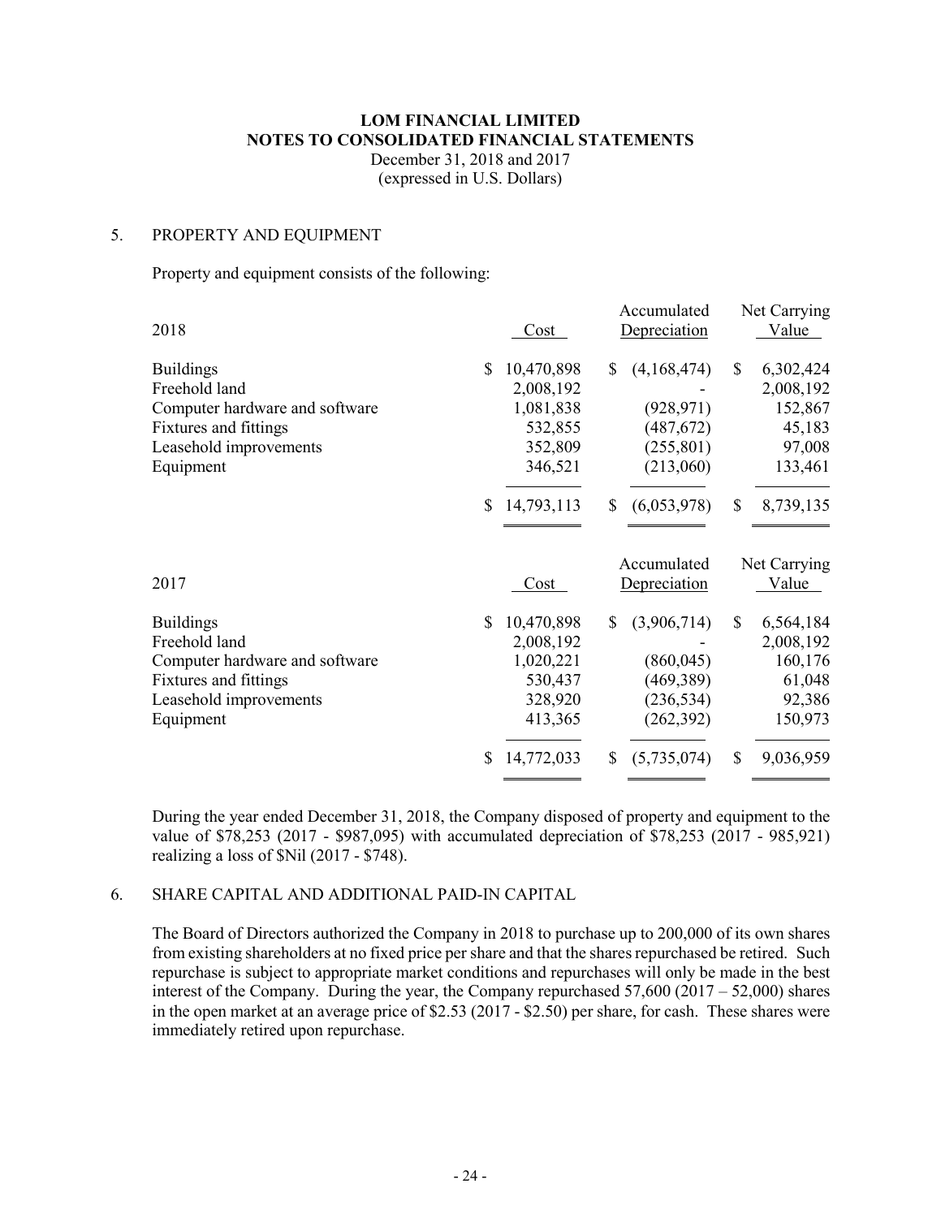**LOM FINANCIAL LIMITED**
**NOTES TO CONSOLIDATED FINANCIAL STATEMENTS**
December 31, 2018 and 2017
(expressed in U.S. Dollars)

## 5. PROPERTY AND EQUIPMENT

Property and equipment consists of the following:

| 2018 | Cost | Accumulated Depreciation | Net Carrying Value |
|---|---|---|---|
| Buildings | $ 10,470,898 | $ (4,168,474) | $ 6,302,424 |
| Freehold land | 2,008,192 | - | 2,008,192 |
| Computer hardware and software | 1,081,838 | (928,971) | 152,867 |
| Fixtures and fittings | 532,855 | (487,672) | 45,183 |
| Leasehold improvements | 352,809 | (255,801) | 97,008 |
| Equipment | 346,521 | (213,060) | 133,461 |
| | $ 14,793,113 | $ (6,053,978) | $ 8,739,135 |

| 2017 | Cost | Accumulated Depreciation | Net Carrying Value |
|---|---|---|---|
| Buildings | $ 10,470,898 | $ (3,906,714) | $ 6,564,184 |
| Freehold land | 2,008,192 | - | 2,008,192 |
| Computer hardware and software | 1,020,221 | (860,045) | 160,176 |
| Fixtures and fittings | 530,437 | (469,389) | 61,048 |
| Leasehold improvements | 328,920 | (236,534) | 92,386 |
| Equipment | 413,365 | (262,392) | 150,973 |
| | $ 14,772,033 | $ (5,735,074) | $ 9,036,959 |

During the year ended December 31, 2018, the Company disposed of property and equipment to the value of $78,253 (2017 - $987,095) with accumulated depreciation of $78,253 (2017 - 985,921) realizing a loss of $Nil (2017 - $748).

## 6. SHARE CAPITAL AND ADDITIONAL PAID-IN CAPITAL

The Board of Directors authorized the Company in 2018 to purchase up to 200,000 of its own shares from existing shareholders at no fixed price per share and that the shares repurchased be retired. Such repurchase is subject to appropriate market conditions and repurchases will only be made in the best interest of the Company. During the year, the Company repurchased 57,600 (2017 – 52,000) shares in the open market at an average price of $2.53 (2017 - $2.50) per share, for cash. These shares were immediately retired upon repurchase.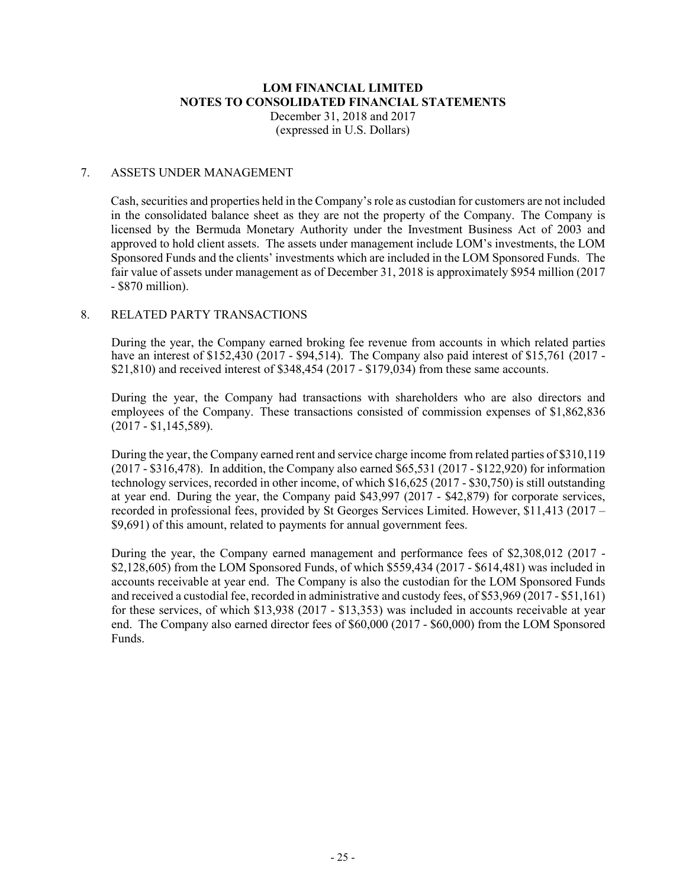# LOM FINANCIAL LIMITED
## NOTES TO CONSOLIDATED FINANCIAL STATEMENTS
December 31, 2018 and 2017
(expressed in U.S. Dollars)

### 7. ASSETS UNDER MANAGEMENT

Cash, securities and properties held in the Company's role as custodian for customers are not included in the consolidated balance sheet as they are not the property of the Company. The Company is licensed by the Bermuda Monetary Authority under the Investment Business Act of 2003 and approved to hold client assets. The assets under management include LOM's investments, the LOM Sponsored Funds and the clients' investments which are included in the LOM Sponsored Funds. The fair value of assets under management as of December 31, 2018 is approximately \$954 million (2017 - \$870 million).

### 8. RELATED PARTY TRANSACTIONS

During the year, the Company earned broking fee revenue from accounts in which related parties have an interest of \$152,430 (2017 - \$94,514). The Company also paid interest of \$15,761 (2017 - \$21,810) and received interest of \$348,454 (2017 - \$179,034) from these same accounts.

During the year, the Company had transactions with shareholders who are also directors and employees of the Company. These transactions consisted of commission expenses of \$1,862,836 (2017 - \$1,145,589).

During the year, the Company earned rent and service charge income from related parties of \$310,119 (2017 - \$316,478). In addition, the Company also earned \$65,531 (2017 - \$122,920) for information technology services, recorded in other income, of which \$16,625 (2017 - \$30,750) is still outstanding at year end. During the year, the Company paid \$43,997 (2017 - \$42,879) for corporate services, recorded in professional fees, provided by St Georges Services Limited. However, \$11,413 (2017 – \$9,691) of this amount, related to payments for annual government fees.

During the year, the Company earned management and performance fees of \$2,308,012 (2017 - \$2,128,605) from the LOM Sponsored Funds, of which \$559,434 (2017 - \$614,481) was included in accounts receivable at year end. The Company is also the custodian for the LOM Sponsored Funds and received a custodial fee, recorded in administrative and custody fees, of \$53,969 (2017 - \$51,161) for these services, of which \$13,938 (2017 - \$13,353) was included in accounts receivable at year end. The Company also earned director fees of \$60,000 (2017 - \$60,000) from the LOM Sponsored Funds.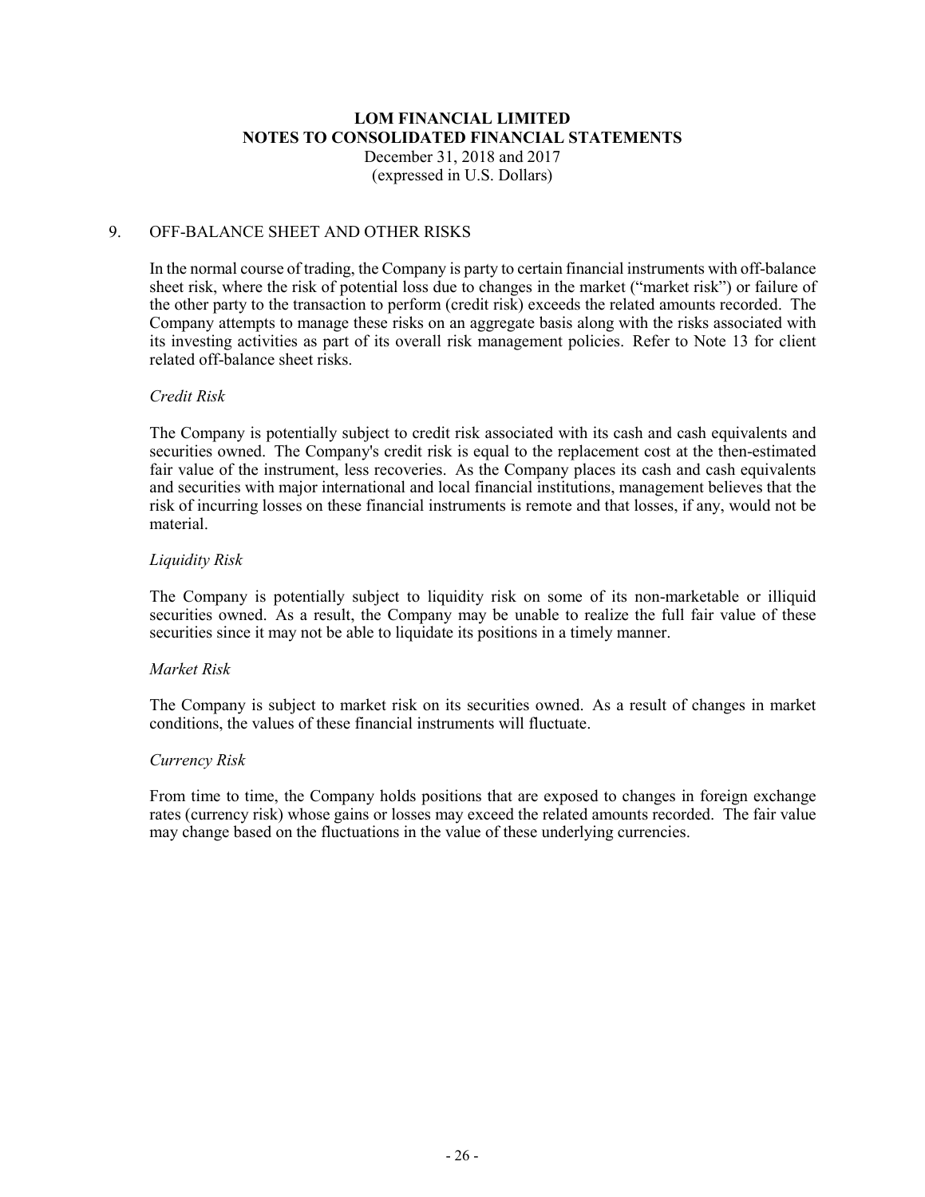**LOM FINANCIAL LIMITED**
**NOTES TO CONSOLIDATED FINANCIAL STATEMENTS**
December 31, 2018 and 2017
(expressed in U.S. Dollars)

## 9. OFF-BALANCE SHEET AND OTHER RISKS

In the normal course of trading, the Company is party to certain financial instruments with off-balance sheet risk, where the risk of potential loss due to changes in the market ("market risk") or failure of the other party to the transaction to perform (credit risk) exceeds the related amounts recorded. The Company attempts to manage these risks on an aggregate basis along with the risks associated with its investing activities as part of its overall risk management policies. Refer to Note 13 for client related off-balance sheet risks.

*Credit Risk*

The Company is potentially subject to credit risk associated with its cash and cash equivalents and securities owned. The Company's credit risk is equal to the replacement cost at the then-estimated fair value of the instrument, less recoveries. As the Company places its cash and cash equivalents and securities with major international and local financial institutions, management believes that the risk of incurring losses on these financial instruments is remote and that losses, if any, would not be material.

*Liquidity Risk*

The Company is potentially subject to liquidity risk on some of its non-marketable or illiquid securities owned. As a result, the Company may be unable to realize the full fair value of these securities since it may not be able to liquidate its positions in a timely manner.

*Market Risk*

The Company is subject to market risk on its securities owned. As a result of changes in market conditions, the values of these financial instruments will fluctuate.

*Currency Risk*

From time to time, the Company holds positions that are exposed to changes in foreign exchange rates (currency risk) whose gains or losses may exceed the related amounts recorded. The fair value may change based on the fluctuations in the value of these underlying currencies.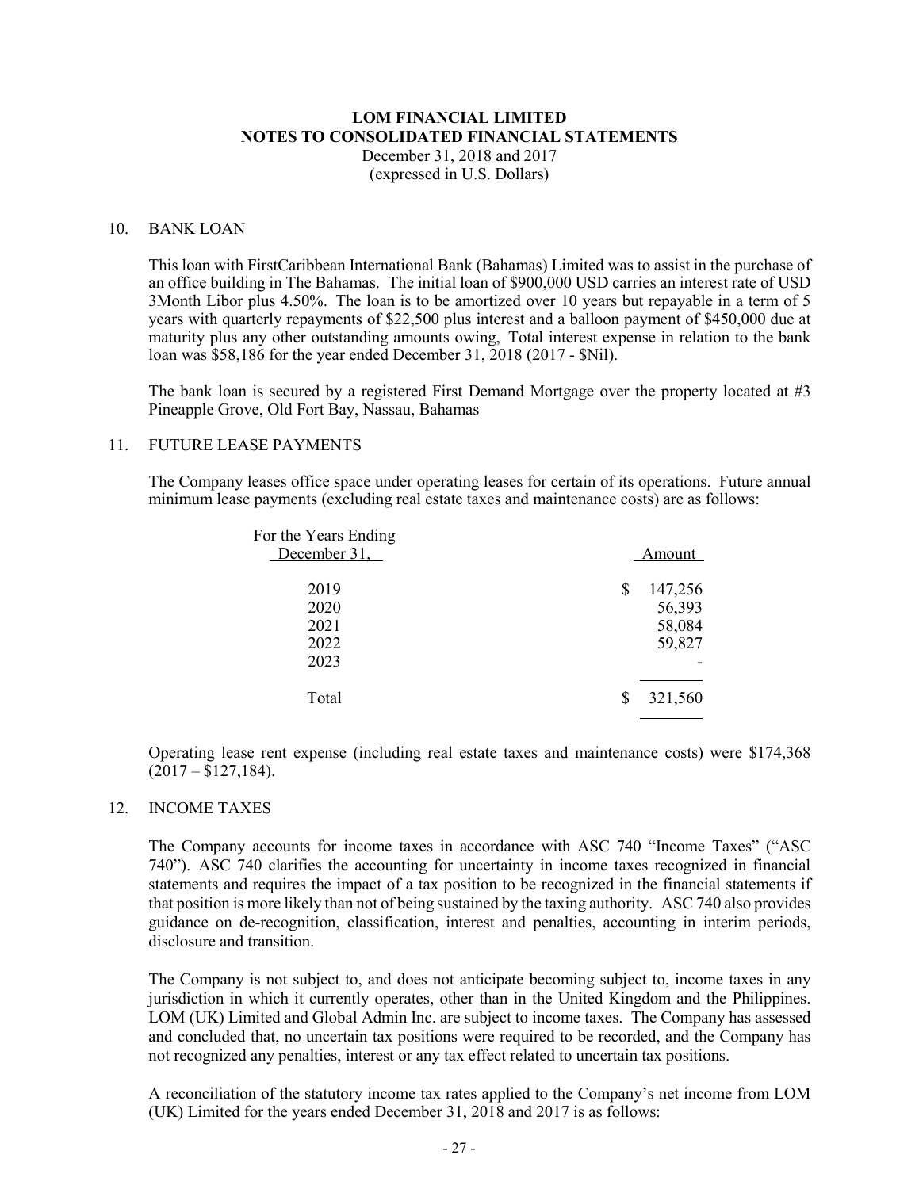# LOM FINANCIAL LIMITED
## NOTES TO CONSOLIDATED FINANCIAL STATEMENTS
December 31, 2018 and 2017
(expressed in U.S. Dollars)

### 10. BANK LOAN

This loan with FirstCaribbean International Bank (Bahamas) Limited was to assist in the purchase of an office building in The Bahamas. The initial loan of $900,000 USD carries an interest rate of USD 3Month Libor plus 4.50%. The loan is to be amortized over 10 years but repayable in a term of 5 years with quarterly repayments of $22,500 plus interest and a balloon payment of $450,000 due at maturity plus any other outstanding amounts owing, Total interest expense in relation to the bank loan was $58,186 for the year ended December 31, 2018 (2017 - $Nil).

The bank loan is secured by a registered First Demand Mortgage over the property located at #3 Pineapple Grove, Old Fort Bay, Nassau, Bahamas

### 11. FUTURE LEASE PAYMENTS

The Company leases office space under operating leases for certain of its operations. Future annual minimum lease payments (excluding real estate taxes and maintenance costs) are as follows:

| For the Years Ending December 31, | Amount |
|---|---|
| 2019 | $ 147,256 |
| 2020 | 56,393 |
| 2021 | 58,084 |
| 2022 | 59,827 |
| 2023 | - |
| Total | $ 321,560 |

Operating lease rent expense (including real estate taxes and maintenance costs) were $174,368 (2017 – $127,184).

### 12. INCOME TAXES

The Company accounts for income taxes in accordance with ASC 740 "Income Taxes" ("ASC 740"). ASC 740 clarifies the accounting for uncertainty in income taxes recognized in financial statements and requires the impact of a tax position to be recognized in the financial statements if that position is more likely than not of being sustained by the taxing authority. ASC 740 also provides guidance on de-recognition, classification, interest and penalties, accounting in interim periods, disclosure and transition.

The Company is not subject to, and does not anticipate becoming subject to, income taxes in any jurisdiction in which it currently operates, other than in the United Kingdom and the Philippines. LOM (UK) Limited and Global Admin Inc. are subject to income taxes. The Company has assessed and concluded that, no uncertain tax positions were required to be recorded, and the Company has not recognized any penalties, interest or any tax effect related to uncertain tax positions.

A reconciliation of the statutory income tax rates applied to the Company's net income from LOM (UK) Limited for the years ended December 31, 2018 and 2017 is as follows: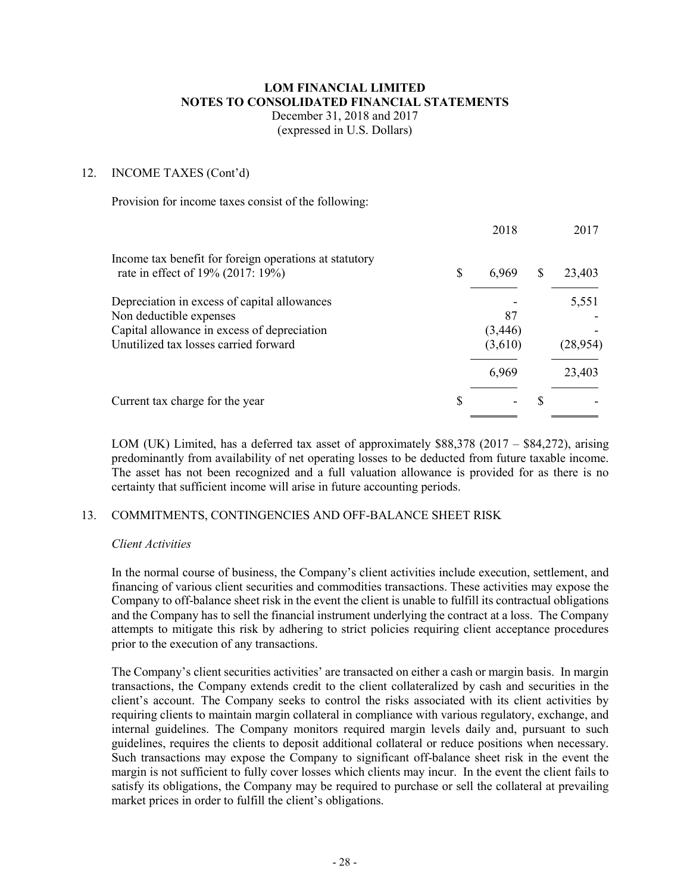## LOM FINANCIAL LIMITED
## NOTES TO CONSOLIDATED FINANCIAL STATEMENTS
December 31, 2018 and 2017
(expressed in U.S. Dollars)

### 12. INCOME TAXES (Cont'd)

Provision for income taxes consist of the following:

| | 2018 | 2017 |
|---|---|---|
| Income tax benefit for foreign operations at statutory rate in effect of 19% (2017: 19%) | $ 6,969 | $ 23,403 |
| Depreciation in excess of capital allowances | - | 5,551 |
| Non deductible expenses | 87 | - |
| Capital allowance in excess of depreciation | (3,446) | - |
| Unutilized tax losses carried forward | (3,610) | (28,954) |
| | 6,969 | 23,403 |
| Current tax charge for the year | $ - | $ - |

LOM (UK) Limited, has a deferred tax asset of approximately $88,378 (2017 – $84,272), arising predominantly from availability of net operating losses to be deducted from future taxable income. The asset has not been recognized and a full valuation allowance is provided for as there is no certainty that sufficient income will arise in future accounting periods.

### 13. COMMITMENTS, CONTINGENCIES AND OFF-BALANCE SHEET RISK

*Client Activities*

In the normal course of business, the Company's client activities include execution, settlement, and financing of various client securities and commodities transactions. These activities may expose the Company to off-balance sheet risk in the event the client is unable to fulfill its contractual obligations and the Company has to sell the financial instrument underlying the contract at a loss. The Company attempts to mitigate this risk by adhering to strict policies requiring client acceptance procedures prior to the execution of any transactions.

The Company's client securities activities' are transacted on either a cash or margin basis. In margin transactions, the Company extends credit to the client collateralized by cash and securities in the client's account. The Company seeks to control the risks associated with its client activities by requiring clients to maintain margin collateral in compliance with various regulatory, exchange, and internal guidelines. The Company monitors required margin levels daily and, pursuant to such guidelines, requires the clients to deposit additional collateral or reduce positions when necessary. Such transactions may expose the Company to significant off-balance sheet risk in the event the margin is not sufficient to fully cover losses which clients may incur. In the event the client fails to satisfy its obligations, the Company may be required to purchase or sell the collateral at prevailing market prices in order to fulfill the client's obligations.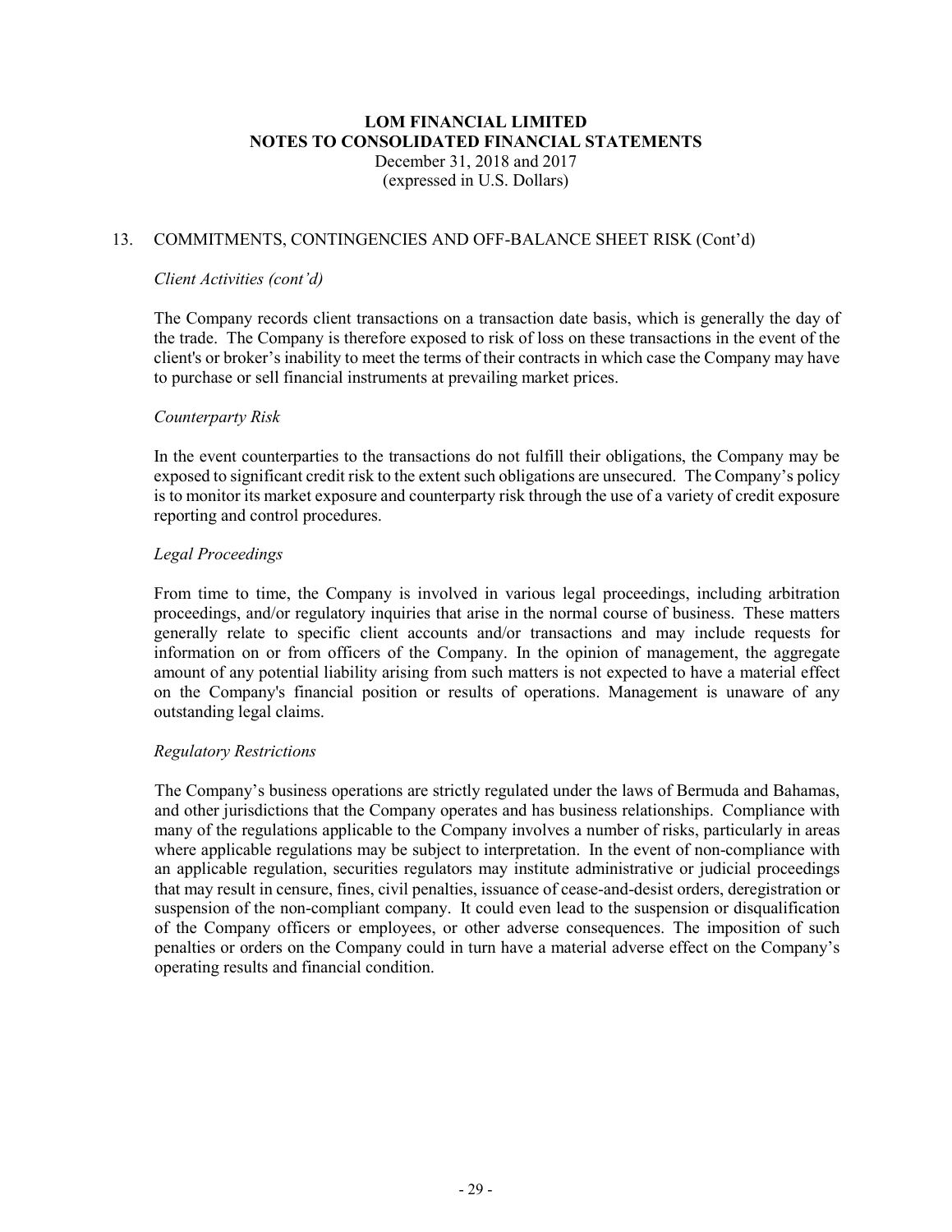## 13. COMMITMENTS, CONTINGENCIES AND OFF-BALANCE SHEET RISK (Cont'd)

*Client Activities (cont'd)*

The Company records client transactions on a transaction date basis, which is generally the day of the trade. The Company is therefore exposed to risk of loss on these transactions in the event of the client's or broker's inability to meet the terms of their contracts in which case the Company may have to purchase or sell financial instruments at prevailing market prices.

*Counterparty Risk*

In the event counterparties to the transactions do not fulfill their obligations, the Company may be exposed to significant credit risk to the extent such obligations are unsecured. The Company's policy is to monitor its market exposure and counterparty risk through the use of a variety of credit exposure reporting and control procedures.

*Legal Proceedings*

From time to time, the Company is involved in various legal proceedings, including arbitration proceedings, and/or regulatory inquiries that arise in the normal course of business. These matters generally relate to specific client accounts and/or transactions and may include requests for information on or from officers of the Company. In the opinion of management, the aggregate amount of any potential liability arising from such matters is not expected to have a material effect on the Company's financial position or results of operations. Management is unaware of any outstanding legal claims.

*Regulatory Restrictions*

The Company's business operations are strictly regulated under the laws of Bermuda and Bahamas, and other jurisdictions that the Company operates and has business relationships. Compliance with many of the regulations applicable to the Company involves a number of risks, particularly in areas where applicable regulations may be subject to interpretation. In the event of non-compliance with an applicable regulation, securities regulators may institute administrative or judicial proceedings that may result in censure, fines, civil penalties, issuance of cease-and-desist orders, deregistration or suspension of the non-compliant company. It could even lead to the suspension or disqualification of the Company officers or employees, or other adverse consequences. The imposition of such penalties or orders on the Company could in turn have a material adverse effect on the Company's operating results and financial condition.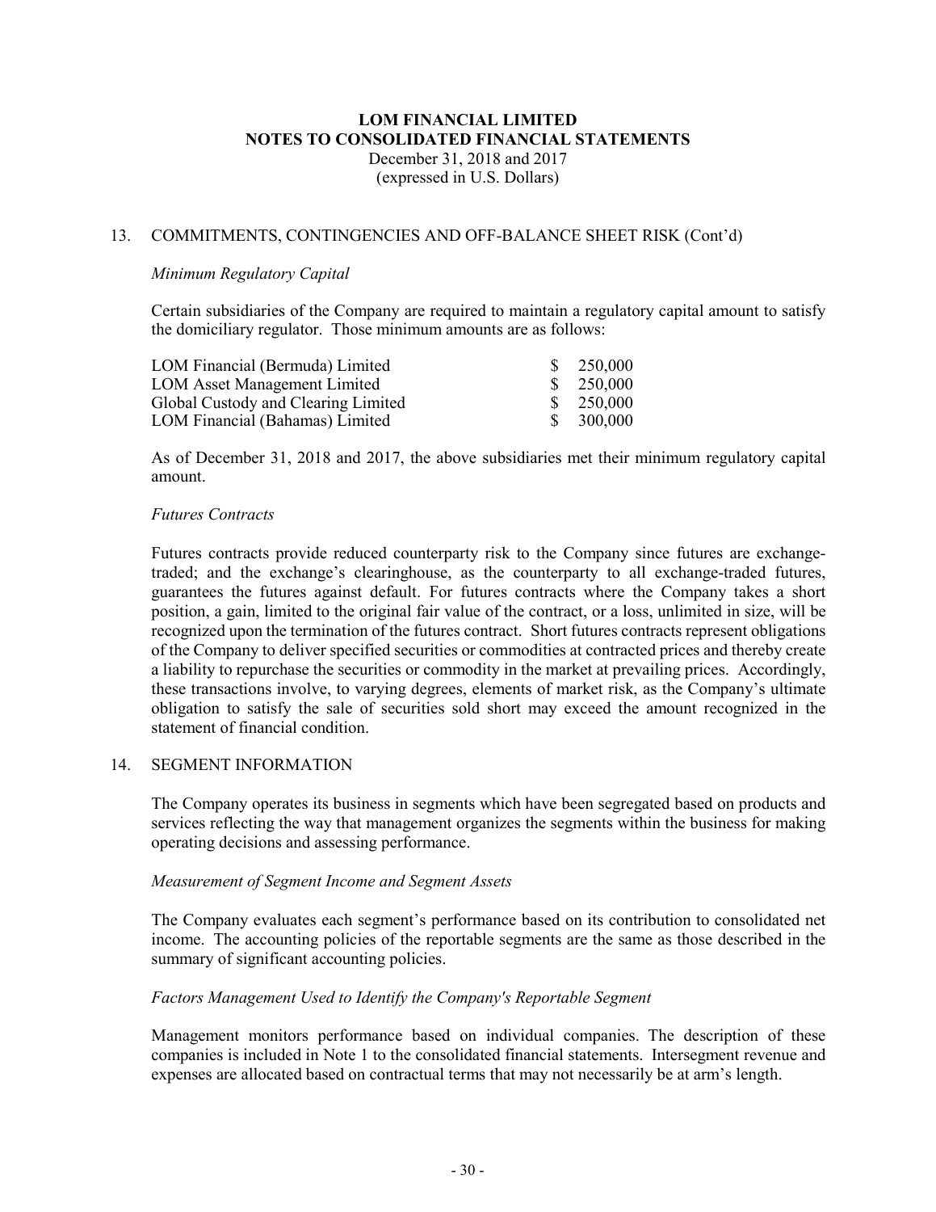## 13. COMMITMENTS, CONTINGENCIES AND OFF-BALANCE SHEET RISK (Cont'd)

*Minimum Regulatory Capital*

Certain subsidiaries of the Company are required to maintain a regulatory capital amount to satisfy the domiciliary regulator. Those minimum amounts are as follows:

| | |
|---|---|
| LOM Financial (Bermuda) Limited | $ 250,000 |
| LOM Asset Management Limited | $ 250,000 |
| Global Custody and Clearing Limited | $ 250,000 |
| LOM Financial (Bahamas) Limited | $ 300,000 |

As of December 31, 2018 and 2017, the above subsidiaries met their minimum regulatory capital amount.

*Futures Contracts*

Futures contracts provide reduced counterparty risk to the Company since futures are exchange-traded; and the exchange's clearinghouse, as the counterparty to all exchange-traded futures, guarantees the futures against default. For futures contracts where the Company takes a short position, a gain, limited to the original fair value of the contract, or a loss, unlimited in size, will be recognized upon the termination of the futures contract. Short futures contracts represent obligations of the Company to deliver specified securities or commodities at contracted prices and thereby create a liability to repurchase the securities or commodity in the market at prevailing prices. Accordingly, these transactions involve, to varying degrees, elements of market risk, as the Company's ultimate obligation to satisfy the sale of securities sold short may exceed the amount recognized in the statement of financial condition.

## 14. SEGMENT INFORMATION

The Company operates its business in segments which have been segregated based on products and services reflecting the way that management organizes the segments within the business for making operating decisions and assessing performance.

*Measurement of Segment Income and Segment Assets*

The Company evaluates each segment's performance based on its contribution to consolidated net income. The accounting policies of the reportable segments are the same as those described in the summary of significant accounting policies.

*Factors Management Used to Identify the Company's Reportable Segment*

Management monitors performance based on individual companies. The description of these companies is included in Note 1 to the consolidated financial statements. Intersegment revenue and expenses are allocated based on contractual terms that may not necessarily be at arm's length.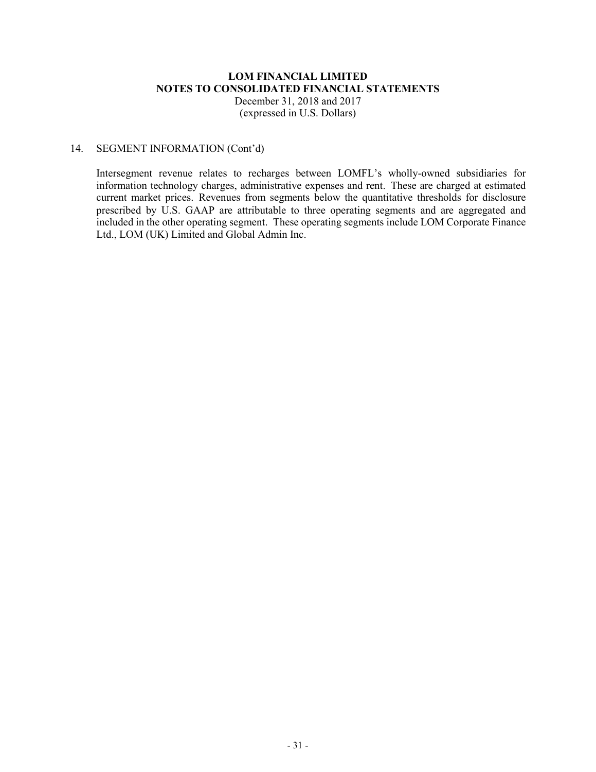## 14. SEGMENT INFORMATION (Cont'd)

Intersegment revenue relates to recharges between LOMFL's wholly-owned subsidiaries for information technology charges, administrative expenses and rent. These are charged at estimated current market prices. Revenues from segments below the quantitative thresholds for disclosure prescribed by U.S. GAAP are attributable to three operating segments and are aggregated and included in the other operating segment. These operating segments include LOM Corporate Finance Ltd., LOM (UK) Limited and Global Admin Inc.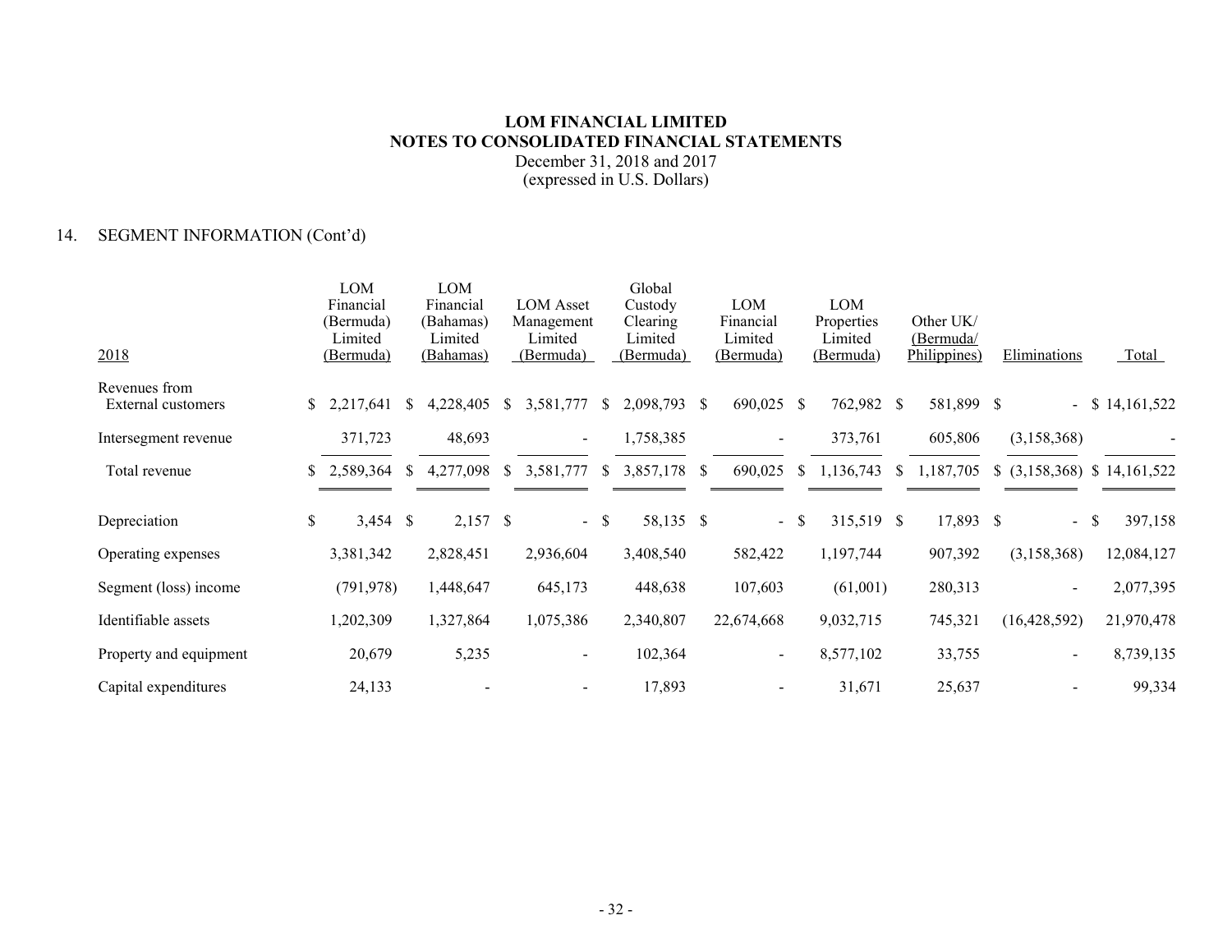# LOM FINANCIAL LIMITED
## NOTES TO CONSOLIDATED FINANCIAL STATEMENTS
December 31, 2018 and 2017
(expressed in U.S. Dollars)

## 14. SEGMENT INFORMATION (Cont'd)

| 2018 | LOM Financial (Bermuda) Limited (Bermuda) | LOM Financial (Bahamas) Limited (Bahamas) | LOM Asset Management Limited (Bermuda) | Global Custody Clearing Limited (Bermuda) | LOM Financial Limited (Bermuda) | LOM Properties Limited (Bermuda) | Other UK/ (Bermuda/ Philippines) | Eliminations | Total |
|---|---|---|---|---|---|---|---|---|---|
| Revenues from External customers | $ 2,217,641 | $ 4,228,405 | $ 3,581,777 | $ 2,098,793 | $ 690,025 | $ 762,982 | $ 581,899 | $ - | $ 14,161,522 |
| Intersegment revenue | 371,723 | 48,693 | - | 1,758,385 | - | 373,761 | 605,806 | (3,158,368) | - |
| Total revenue | $ 2,589,364 | $ 4,277,098 | $ 3,581,777 | $ 3,857,178 | $ 690,025 | $ 1,136,743 | $ 1,187,705 | $ (3,158,368) | $ 14,161,522 |
| Depreciation | $ 3,454 | $ 2,157 | $ - | $ 58,135 | $ - | $ 315,519 | $ 17,893 | $ - | $ 397,158 |
| Operating expenses | 3,381,342 | 2,828,451 | 2,936,604 | 3,408,540 | 582,422 | 1,197,744 | 907,392 | (3,158,368) | 12,084,127 |
| Segment (loss) income | (791,978) | 1,448,647 | 645,173 | 448,638 | 107,603 | (61,001) | 280,313 | - | 2,077,395 |
| Identifiable assets | 1,202,309 | 1,327,864 | 1,075,386 | 2,340,807 | 22,674,668 | 9,032,715 | 745,321 | (16,428,592) | 21,970,478 |
| Property and equipment | 20,679 | 5,235 | - | 102,364 | - | 8,577,102 | 33,755 | - | 8,739,135 |
| Capital expenditures | 24,133 | - | - | 17,893 | - | 31,671 | 25,637 | - | 99,334 |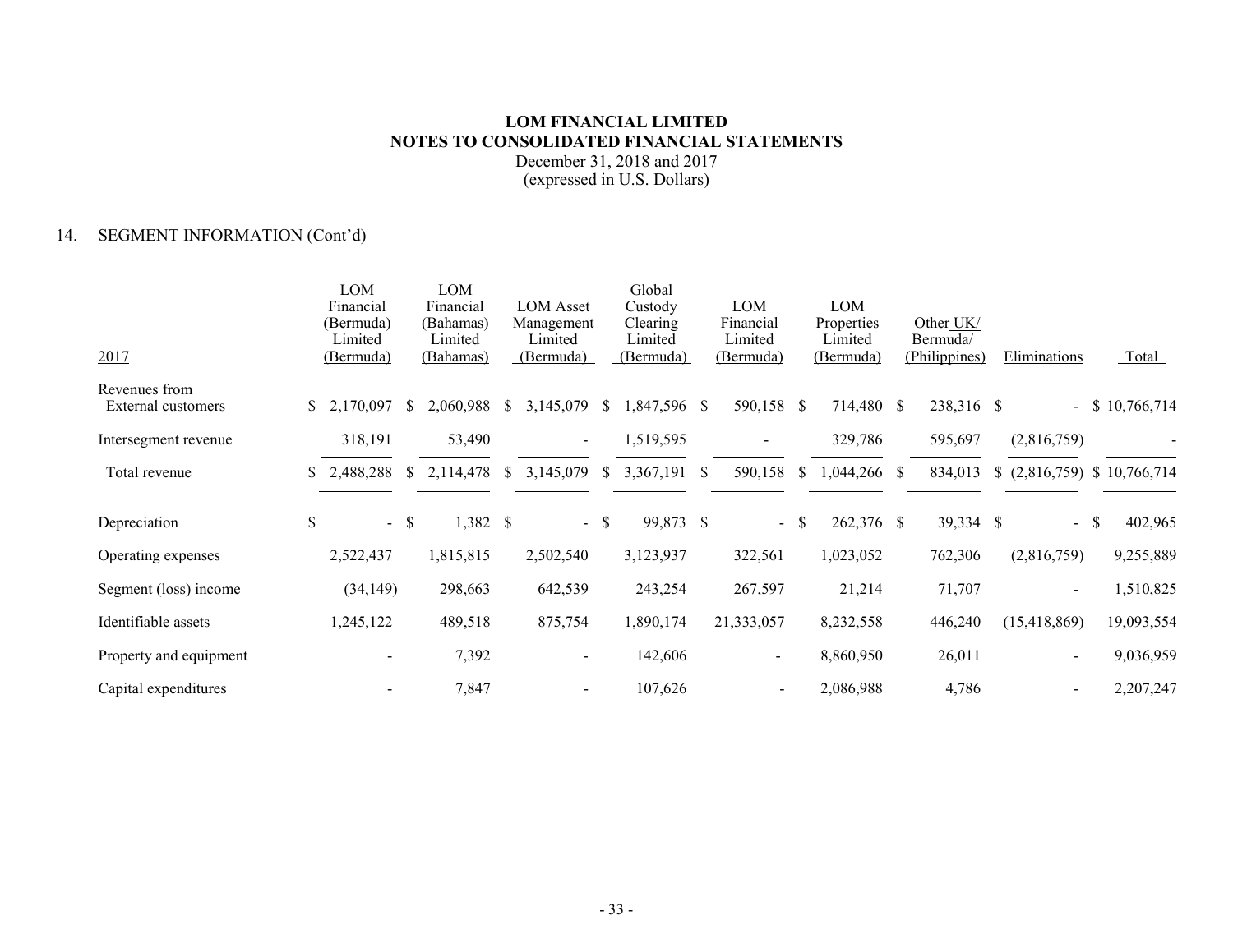# LOM FINANCIAL LIMITED
# NOTES TO CONSOLIDATED FINANCIAL STATEMENTS
December 31, 2018 and 2017
(expressed in U.S. Dollars)

## 14. SEGMENT INFORMATION (Cont'd)

| 2017 | LOM Financial (Bermuda) Limited (Bermuda) | LOM Financial (Bahamas) Limited (Bahamas) | LOM Asset Management Limited (Bermuda) | Global Custody Clearing Limited (Bermuda) | LOM Financial Limited (Bermuda) | LOM Properties Limited (Bermuda) | Other UK/ Bermuda/ (Philippines) | Eliminations | Total |
|---|---|---|---|---|---|---|---|---|---|
| Revenues from External customers | $ 2,170,097 | $ 2,060,988 | $ 3,145,079 | $ 1,847,596 | $ 590,158 | $ 714,480 | $ 238,316 | $ - | $ 10,766,714 |
| Intersegment revenue | 318,191 | 53,490 | - | 1,519,595 | - | 329,786 | 595,697 | (2,816,759) | - |
| Total revenue | $ 2,488,288 | $ 2,114,478 | $ 3,145,079 | $ 3,367,191 | $ 590,158 | $ 1,044,266 | $ 834,013 | $ (2,816,759) | $ 10,766,714 |
| Depreciation | $ - | $ 1,382 | $ - | $ 99,873 | $ - | $ 262,376 | $ 39,334 | $ - | $ 402,965 |
| Operating expenses | 2,522,437 | 1,815,815 | 2,502,540 | 3,123,937 | 322,561 | 1,023,052 | 762,306 | (2,816,759) | 9,255,889 |
| Segment (loss) income | (34,149) | 298,663 | 642,539 | 243,254 | 267,597 | 21,214 | 71,707 | - | 1,510,825 |
| Identifiable assets | 1,245,122 | 489,518 | 875,754 | 1,890,174 | 21,333,057 | 8,232,558 | 446,240 | (15,418,869) | 19,093,554 |
| Property and equipment | - | 7,392 | - | 142,606 | - | 8,860,950 | 26,011 | - | 9,036,959 |
| Capital expenditures | - | 7,847 | - | 107,626 | - | 2,086,988 | 4,786 | - | 2,207,247 |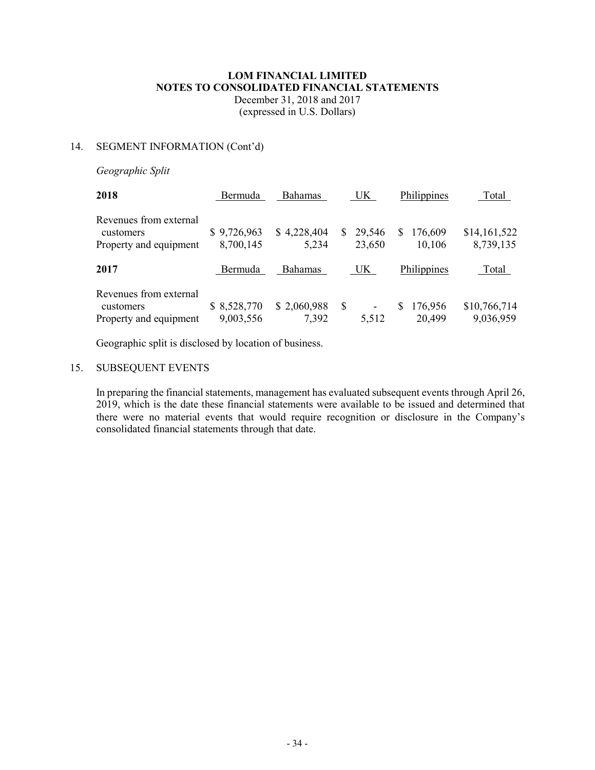**LOM FINANCIAL LIMITED**
**NOTES TO CONSOLIDATED FINANCIAL STATEMENTS**
December 31, 2018 and 2017
(expressed in U.S. Dollars)

14. SEGMENT INFORMATION (Cont'd)

*Geographic Split*

| **2018** | Bermuda | Bahamas | UK | Philippines | Total |
|---|---|---|---|---|---|
| Revenues from external customers | $ 9,726,963 | $ 4,228,404 | $ 29,546 | $ 176,609 | $14,161,522 |
| Property and equipment | 8,700,145 | 5,234 | 23,650 | 10,106 | 8,739,135 |

| **2017** | Bermuda | Bahamas | UK | Philippines | Total |
|---|---|---|---|---|---|
| Revenues from external customers | $ 8,528,770 | $ 2,060,988 | $ - | $ 176,956 | $10,766,714 |
| Property and equipment | 9,003,556 | 7,392 | 5,512 | 20,499 | 9,036,959 |

Geographic split is disclosed by location of business.

15. SUBSEQUENT EVENTS

In preparing the financial statements, management has evaluated subsequent events through April 26, 2019, which is the date these financial statements were available to be issued and determined that there were no material events that would require recognition or disclosure in the Company's consolidated financial statements through that date.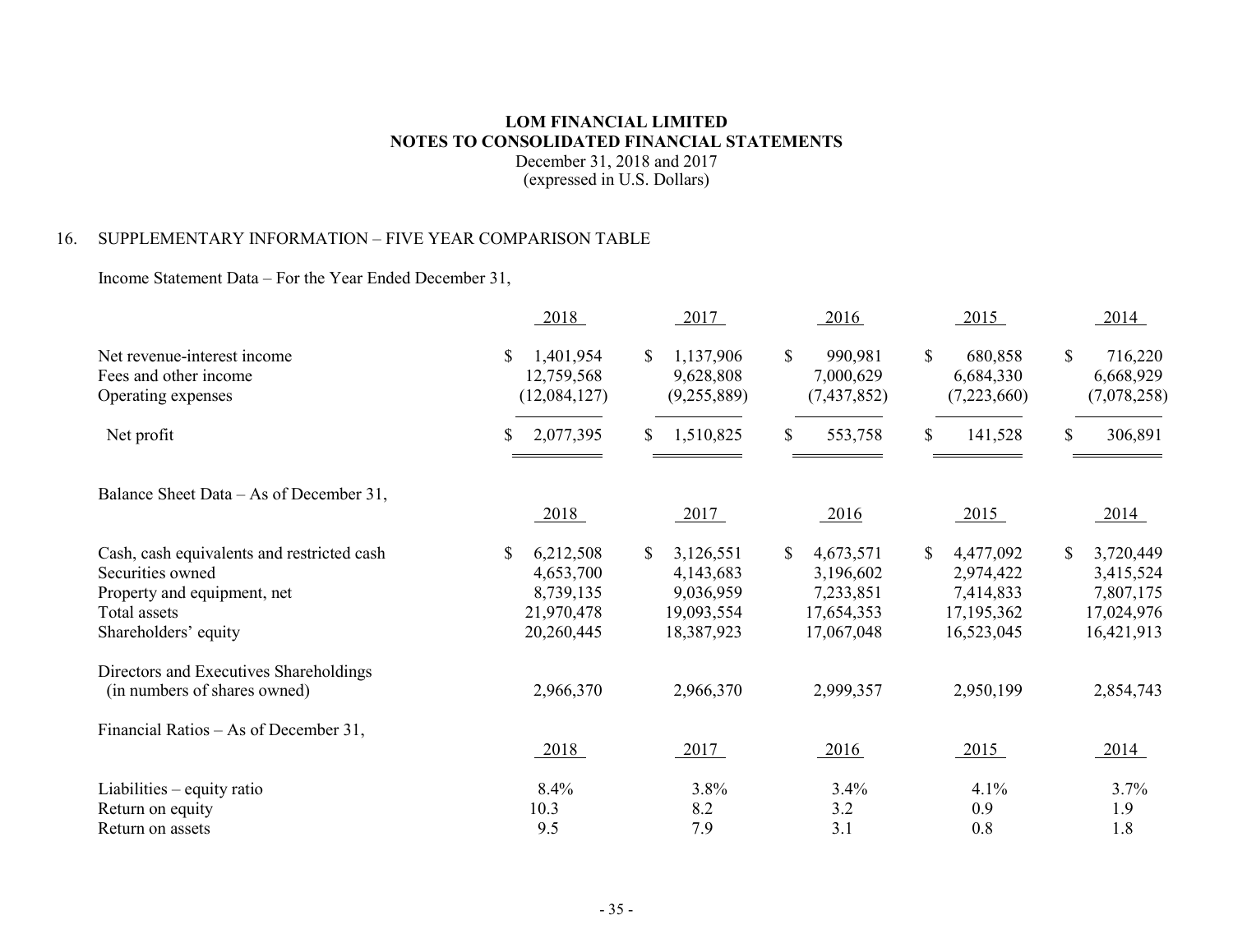**LOM FINANCIAL LIMITED**
**NOTES TO CONSOLIDATED FINANCIAL STATEMENTS**
December 31, 2018 and 2017
(expressed in U.S. Dollars)

16. SUPPLEMENTARY INFORMATION – FIVE YEAR COMPARISON TABLE

Income Statement Data – For the Year Ended December 31,

| | 2018 | 2017 | 2016 | 2015 | 2014 |
|---|---|---|---|---|---|
| Net revenue-interest income | $ 1,401,954 | $ 1,137,906 | $ 990,981 | $ 680,858 | $ 716,220 |
| Fees and other income | 12,759,568 | 9,628,808 | 7,000,629 | 6,684,330 | 6,668,929 |
| Operating expenses | (12,084,127) | (9,255,889) | (7,437,852) | (7,223,660) | (7,078,258) |
| Net profit | $ 2,077,395 | $ 1,510,825 | $ 553,758 | $ 141,528 | $ 306,891 |

Balance Sheet Data – As of December 31,

| | 2018 | 2017 | 2016 | 2015 | 2014 |
|---|---|---|---|---|---|
| Cash, cash equivalents and restricted cash | $ 6,212,508 | $ 3,126,551 | $ 4,673,571 | $ 4,477,092 | $ 3,720,449 |
| Securities owned | 4,653,700 | 4,143,683 | 3,196,602 | 2,974,422 | 3,415,524 |
| Property and equipment, net | 8,739,135 | 9,036,959 | 7,233,851 | 7,414,833 | 7,807,175 |
| Total assets | 21,970,478 | 19,093,554 | 17,654,353 | 17,195,362 | 17,024,976 |
| Shareholders' equity | 20,260,445 | 18,387,923 | 17,067,048 | 16,523,045 | 16,421,913 |
| Directors and Executives Shareholdings (in numbers of shares owned) | 2,966,370 | 2,966,370 | 2,999,357 | 2,950,199 | 2,854,743 |

Financial Ratios – As of December 31,

| | 2018 | 2017 | 2016 | 2015 | 2014 |
|---|---|---|---|---|---|
| Liabilities – equity ratio | 8.4% | 3.8% | 3.4% | 4.1% | 3.7% |
| Return on equity | 10.3 | 8.2 | 3.2 | 0.9 | 1.9 |
| Return on assets | 9.5 | 7.9 | 3.1 | 0.8 | 1.8 |